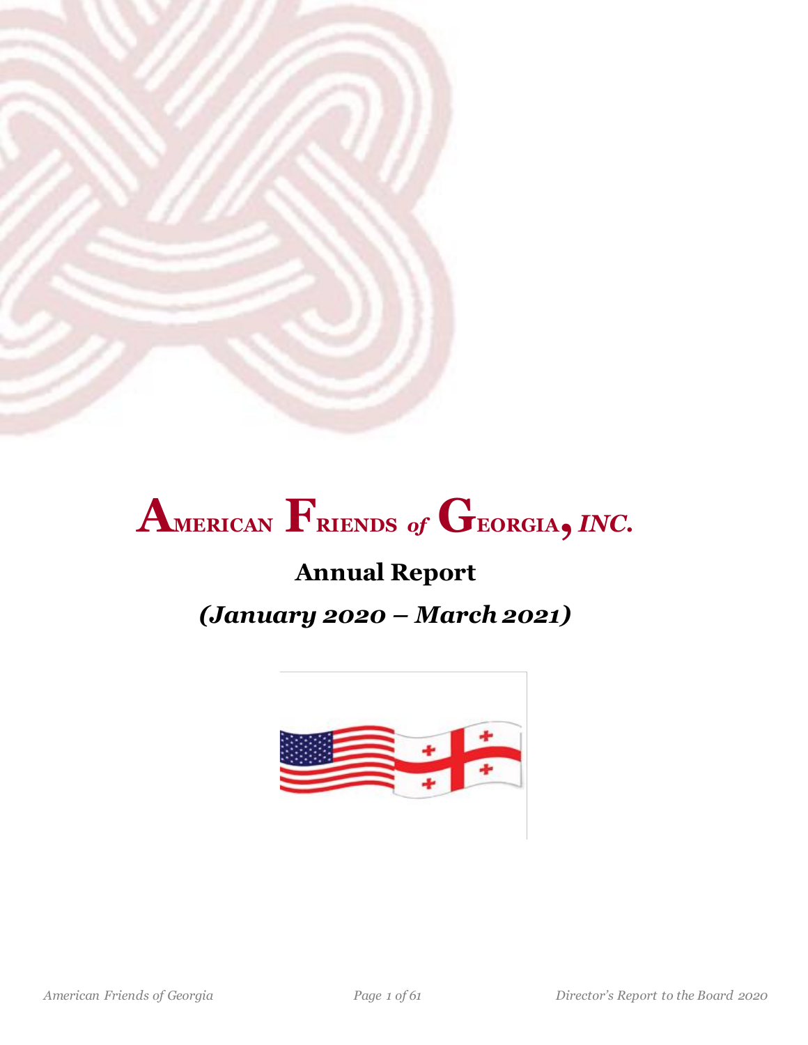# AMERICAN FRIENDS *of* GEORGIA, *INC.*

## Annual Report

## *(January 2020 – March 2021)*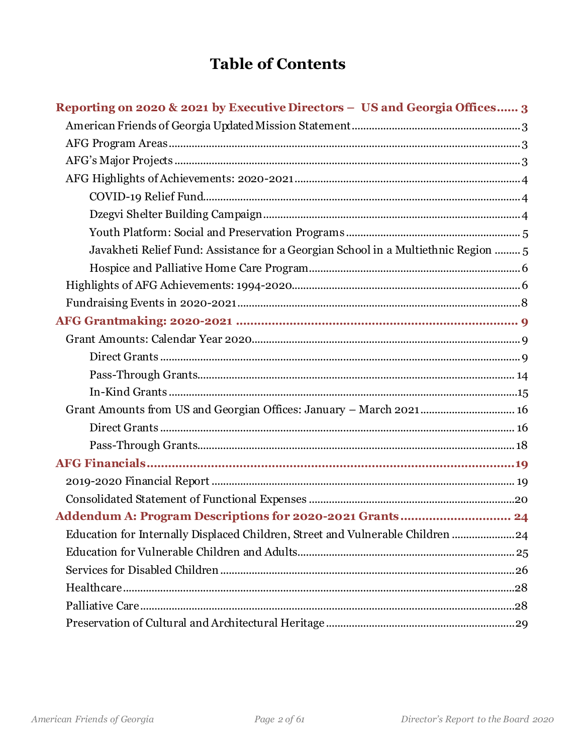# Table of Contents

**Reporting on 2020 & 2021 by Executive Directors – US and Georgia Offices...... 3**

- American Friends of Georgia Updated Mission Statement .......... 3
- AFG Program Areas .......... 3
- AFG's Major Projects .......... 3
- AFG Highlights of Achievements: 2020-2021 .......... 4
  - COVID-19 Relief Fund .......... 4
  - Dzegvi Shelter Building Campaign .......... 4
  - Youth Platform: Social and Preservation Programs .......... 5
  - Javakheti Relief Fund: Assistance for a Georgian School in a Multiethnic Region .......... 5
  - Hospice and Palliative Home Care Program .......... 6
- Highlights of AFG Achievements: 1994-2020 .......... 6
- Fundraising Events in 2020-2021 .......... 8

**AFG Grantmaking: 2020-2021 .......... 9**

- Grant Amounts: Calendar Year 2020 .......... 9
  - Direct Grants .......... 9
  - Pass-Through Grants .......... 14
  - In-Kind Grants .......... 15
- Grant Amounts from US and Georgian Offices: January – March 2021 .......... 16
  - Direct Grants .......... 16
  - Pass-Through Grants .......... 18

**AFG Financials .......... 19**

- 2019-2020 Financial Report .......... 19
- Consolidated Statement of Functional Expenses .......... 20

**Addendum A: Program Descriptions for 2020-2021 Grants .......... 24**

- Education for Internally Displaced Children, Street and Vulnerable Children .......... 24
- Education for Vulnerable Children and Adults .......... 25
- Services for Disabled Children .......... 26
- Healthcare .......... 28
- Palliative Care .......... 28
- Preservation of Cultural and Architectural Heritage .......... 29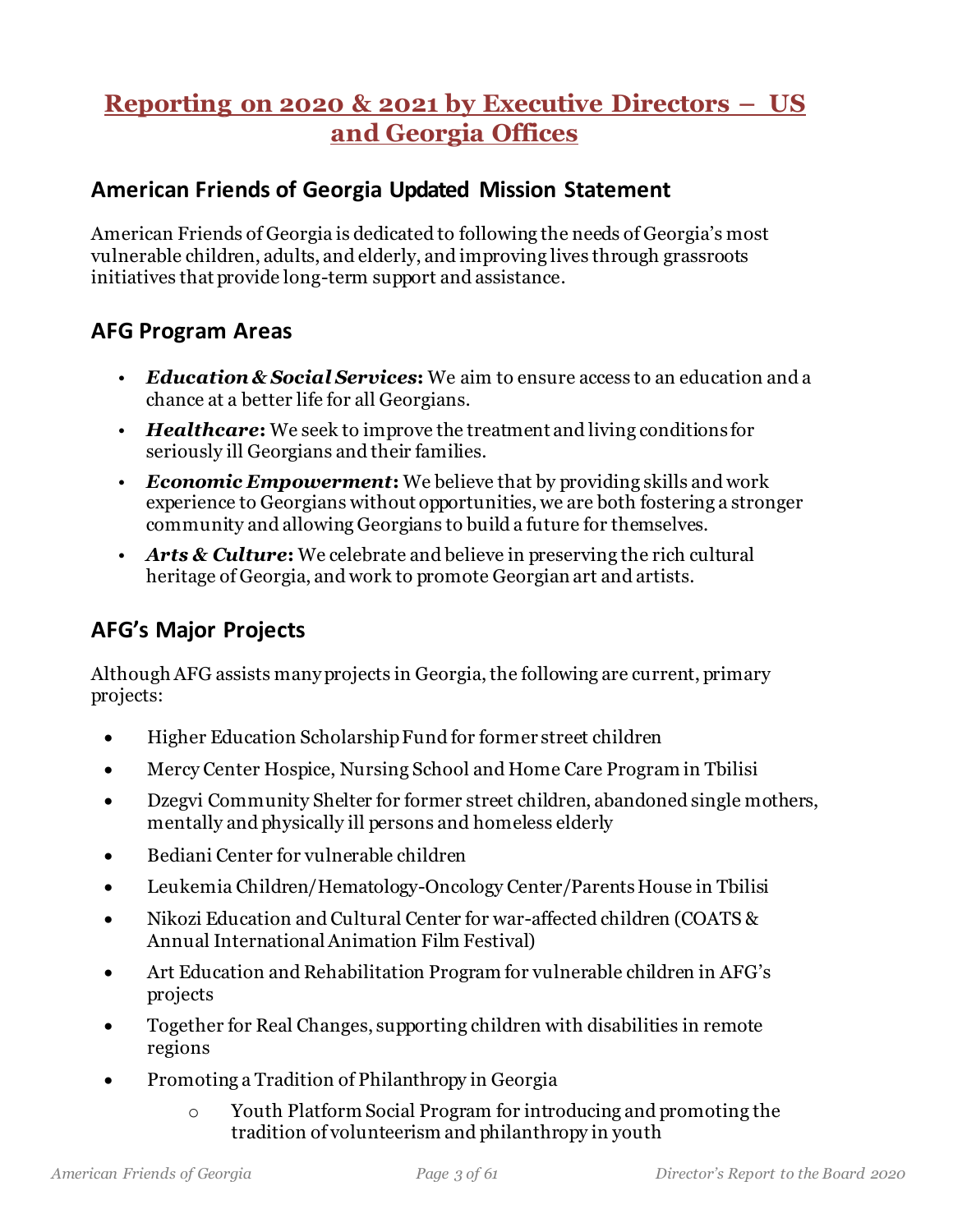# Reporting on 2020 & 2021 by Executive Directors – US and Georgia Offices

## American Friends of Georgia Updated Mission Statement

American Friends of Georgia is dedicated to following the needs of Georgia's most vulnerable children, adults, and elderly, and improving lives through grassroots initiatives that provide long-term support and assistance.

## AFG Program Areas

- ***Education & Social Services*:** We aim to ensure access to an education and a chance at a better life for all Georgians.
- ***Healthcare*:** We seek to improve the treatment and living conditions for seriously ill Georgians and their families.
- ***Economic Empowerment*:** We believe that by providing skills and work experience to Georgians without opportunities, we are both fostering a stronger community and allowing Georgians to build a future for themselves.
- ***Arts & Culture*:** We celebrate and believe in preserving the rich cultural heritage of Georgia, and work to promote Georgian art and artists.

## AFG's Major Projects

Although AFG assists many projects in Georgia, the following are current, primary projects:

- Higher Education Scholarship Fund for former street children
- Mercy Center Hospice, Nursing School and Home Care Program in Tbilisi
- Dzegvi Community Shelter for former street children, abandoned single mothers, mentally and physically ill persons and homeless elderly
- Bediani Center for vulnerable children
- Leukemia Children/Hematology-Oncology Center/Parents House in Tbilisi
- Nikozi Education and Cultural Center for war-affected children (COATS & Annual International Animation Film Festival)
- Art Education and Rehabilitation Program for vulnerable children in AFG's projects
- Together for Real Changes, supporting children with disabilities in remote regions
- Promoting a Tradition of Philanthropy in Georgia
  - Youth Platform Social Program for introducing and promoting the tradition of volunteerism and philanthropy in youth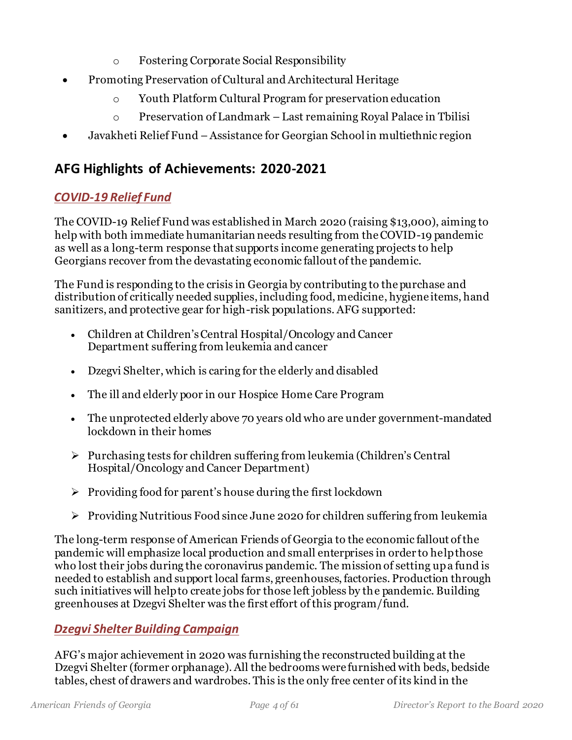- Fostering Corporate Social Responsibility
- Promoting Preservation of Cultural and Architectural Heritage
  - Youth Platform Cultural Program for preservation education
  - Preservation of Landmark – Last remaining Royal Palace in Tbilisi
- Javakheti Relief Fund – Assistance for Georgian School in multiethnic region

## AFG Highlights of Achievements: 2020-2021

### *COVID-19 Relief Fund*

The COVID-19 Relief Fund was established in March 2020 (raising $13,000), aiming to help with both immediate humanitarian needs resulting from the COVID-19 pandemic as well as a long-term response that supports income generating projects to help Georgians recover from the devastating economic fallout of the pandemic.

The Fund is responding to the crisis in Georgia by contributing to the purchase and distribution of critically needed supplies, including food, medicine, hygiene items, hand sanitizers, and protective gear for high-risk populations. AFG supported:

- Children at Children's Central Hospital/Oncology and Cancer Department suffering from leukemia and cancer
- Dzegvi Shelter, which is caring for the elderly and disabled
- The ill and elderly poor in our Hospice Home Care Program
- The unprotected elderly above 70 years old who are under government-mandated lockdown in their homes

- Purchasing tests for children suffering from leukemia (Children's Central Hospital/Oncology and Cancer Department)
- Providing food for parent's house during the first lockdown
- Providing Nutritious Food since June 2020 for children suffering from leukemia

The long-term response of American Friends of Georgia to the economic fallout of the pandemic will emphasize local production and small enterprises in order to help those who lost their jobs during the coronavirus pandemic. The mission of setting up a fund is needed to establish and support local farms, greenhouses, factories. Production through such initiatives will help to create jobs for those left jobless by the pandemic. Building greenhouses at Dzegvi Shelter was the first effort of this program/fund.

### *Dzegvi Shelter Building Campaign*

AFG's major achievement in 2020 was furnishing the reconstructed building at the Dzegvi Shelter (former orphanage). All the bedrooms were furnished with beds, bedside tables, chest of drawers and wardrobes. This is the only free center of its kind in the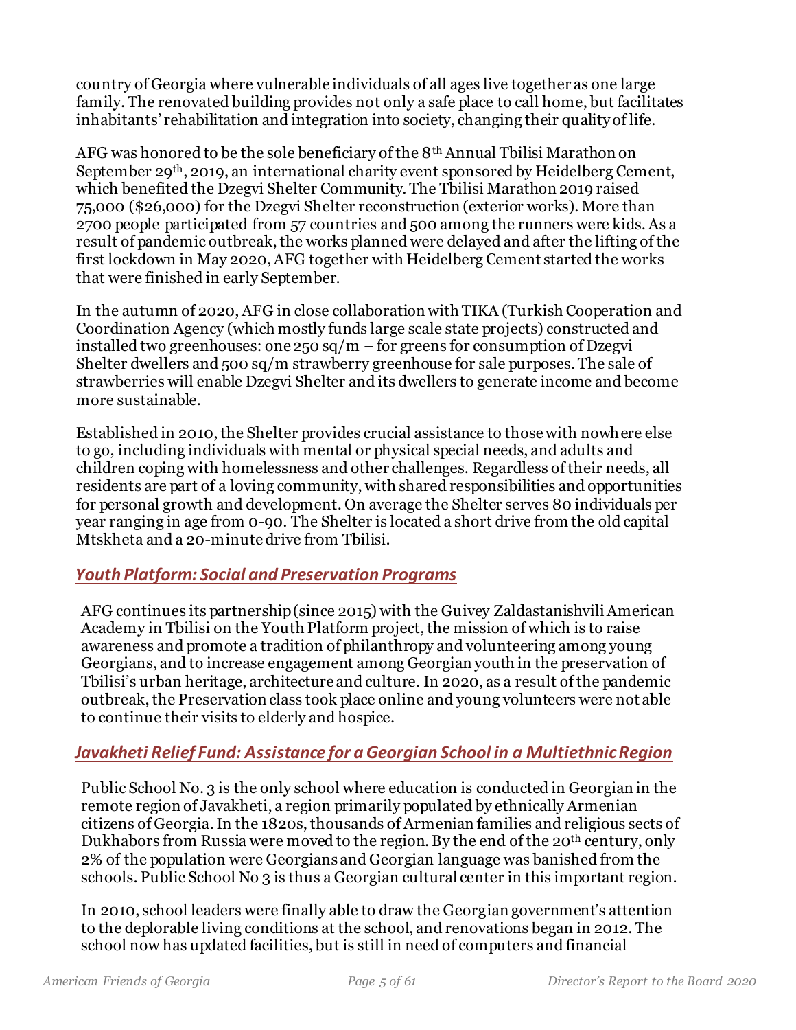country of Georgia where vulnerable individuals of all ages live together as one large family. The renovated building provides not only a safe place to call home, but facilitates inhabitants' rehabilitation and integration into society, changing their quality of life.

AFG was honored to be the sole beneficiary of the 8th Annual Tbilisi Marathon on September 29th, 2019, an international charity event sponsored by Heidelberg Cement, which benefited the Dzegvi Shelter Community. The Tbilisi Marathon 2019 raised 75,000 ($26,000) for the Dzegvi Shelter reconstruction (exterior works). More than 2700 people participated from 57 countries and 500 among the runners were kids. As a result of pandemic outbreak, the works planned were delayed and after the lifting of the first lockdown in May 2020, AFG together with Heidelberg Cement started the works that were finished in early September.

In the autumn of 2020, AFG in close collaboration with TIKA (Turkish Cooperation and Coordination Agency (which mostly funds large scale state projects) constructed and installed two greenhouses: one 250 sq/m – for greens for consumption of Dzegvi Shelter dwellers and 500 sq/m strawberry greenhouse for sale purposes. The sale of strawberries will enable Dzegvi Shelter and its dwellers to generate income and become more sustainable.

Established in 2010, the Shelter provides crucial assistance to those with nowhere else to go, including individuals with mental or physical special needs, and adults and children coping with homelessness and other challenges. Regardless of their needs, all residents are part of a loving community, with shared responsibilities and opportunities for personal growth and development. On average the Shelter serves 80 individuals per year ranging in age from 0-90. The Shelter is located a short drive from the old capital Mtskheta and a 20-minute drive from Tbilisi.

## *Youth Platform: Social and Preservation Programs*

AFG continues its partnership (since 2015) with the Guivey Zaldastanishvili American Academy in Tbilisi on the Youth Platform project, the mission of which is to raise awareness and promote a tradition of philanthropy and volunteering among young Georgians, and to increase engagement among Georgian youth in the preservation of Tbilisi's urban heritage, architecture and culture. In 2020, as a result of the pandemic outbreak, the Preservation class took place online and young volunteers were not able to continue their visits to elderly and hospice.

## *Javakheti Relief Fund: Assistance for a Georgian School in a Multiethnic Region*

Public School No. 3 is the only school where education is conducted in Georgian in the remote region of Javakheti, a region primarily populated by ethnically Armenian citizens of Georgia. In the 1820s, thousands of Armenian families and religious sects of Dukhabors from Russia were moved to the region. By the end of the 20th century, only 2% of the population were Georgians and Georgian language was banished from the schools. Public School No 3 is thus a Georgian cultural center in this important region.

In 2010, school leaders were finally able to draw the Georgian government's attention to the deplorable living conditions at the school, and renovations began in 2012. The school now has updated facilities, but is still in need of computers and financial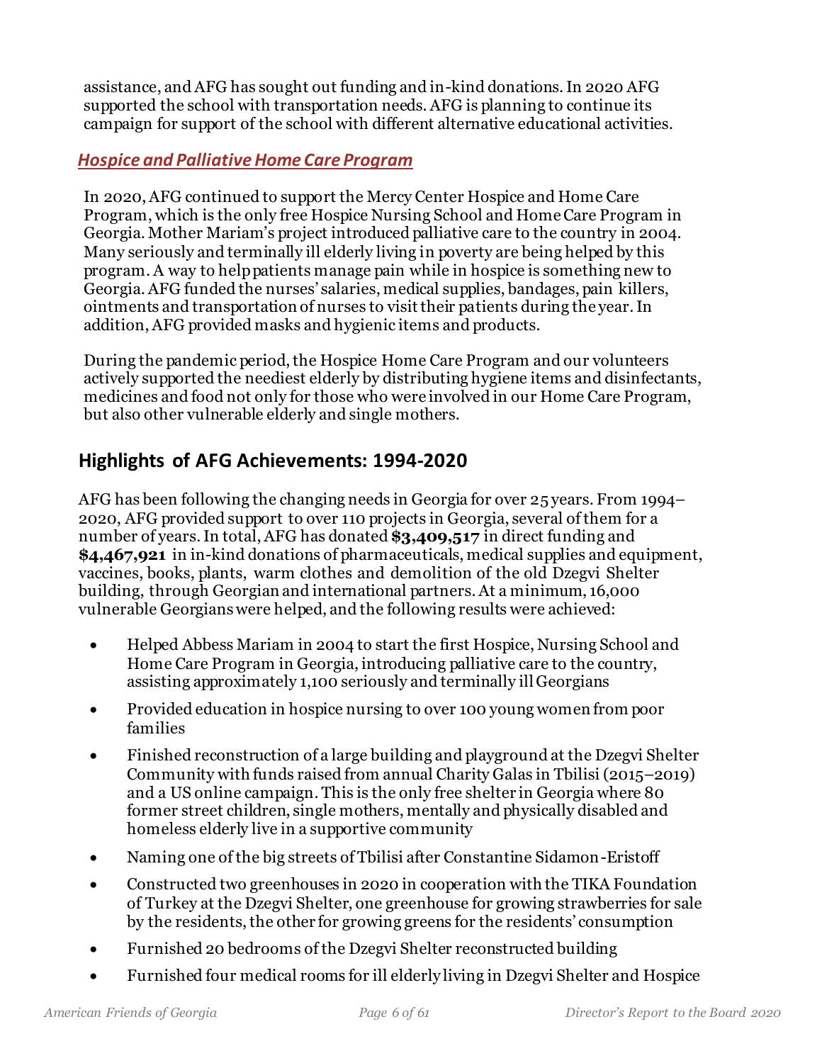assistance, and AFG has sought out funding and in-kind donations. In 2020 AFG supported the school with transportation needs. AFG is planning to continue its campaign for support of the school with different alternative educational activities.

### *Hospice and Palliative Home Care Program*

In 2020, AFG continued to support the Mercy Center Hospice and Home Care Program, which is the only free Hospice Nursing School and Home Care Program in Georgia. Mother Mariam's project introduced palliative care to the country in 2004. Many seriously and terminally ill elderly living in poverty are being helped by this program. A way to help patients manage pain while in hospice is something new to Georgia. AFG funded the nurses' salaries, medical supplies, bandages, pain killers, ointments and transportation of nurses to visit their patients during the year. In addition, AFG provided masks and hygienic items and products.

During the pandemic period, the Hospice Home Care Program and our volunteers actively supported the neediest elderly by distributing hygiene items and disinfectants, medicines and food not only for those who were involved in our Home Care Program, but also other vulnerable elderly and single mothers.

## Highlights of AFG Achievements: 1994-2020

AFG has been following the changing needs in Georgia for over 25 years. From 1994–2020, AFG provided support to over 110 projects in Georgia, several of them for a number of years. In total, AFG has donated **$3,409,517** in direct funding and **$4,467,921** in in-kind donations of pharmaceuticals, medical supplies and equipment, vaccines, books, plants, warm clothes and demolition of the old Dzegvi Shelter building, through Georgian and international partners. At a minimum, 16,000 vulnerable Georgians were helped, and the following results were achieved:

- Helped Abbess Mariam in 2004 to start the first Hospice, Nursing School and Home Care Program in Georgia, introducing palliative care to the country, assisting approximately 1,100 seriously and terminally ill Georgians
- Provided education in hospice nursing to over 100 young women from poor families
- Finished reconstruction of a large building and playground at the Dzegvi Shelter Community with funds raised from annual Charity Galas in Tbilisi (2015–2019) and a US online campaign. This is the only free shelter in Georgia where 80 former street children, single mothers, mentally and physically disabled and homeless elderly live in a supportive community
- Naming one of the big streets of Tbilisi after Constantine Sidamon-Eristoff
- Constructed two greenhouses in 2020 in cooperation with the TIKA Foundation of Turkey at the Dzegvi Shelter, one greenhouse for growing strawberries for sale by the residents, the other for growing greens for the residents' consumption
- Furnished 20 bedrooms of the Dzegvi Shelter reconstructed building
- Furnished four medical rooms for ill elderly living in Dzegvi Shelter and Hospice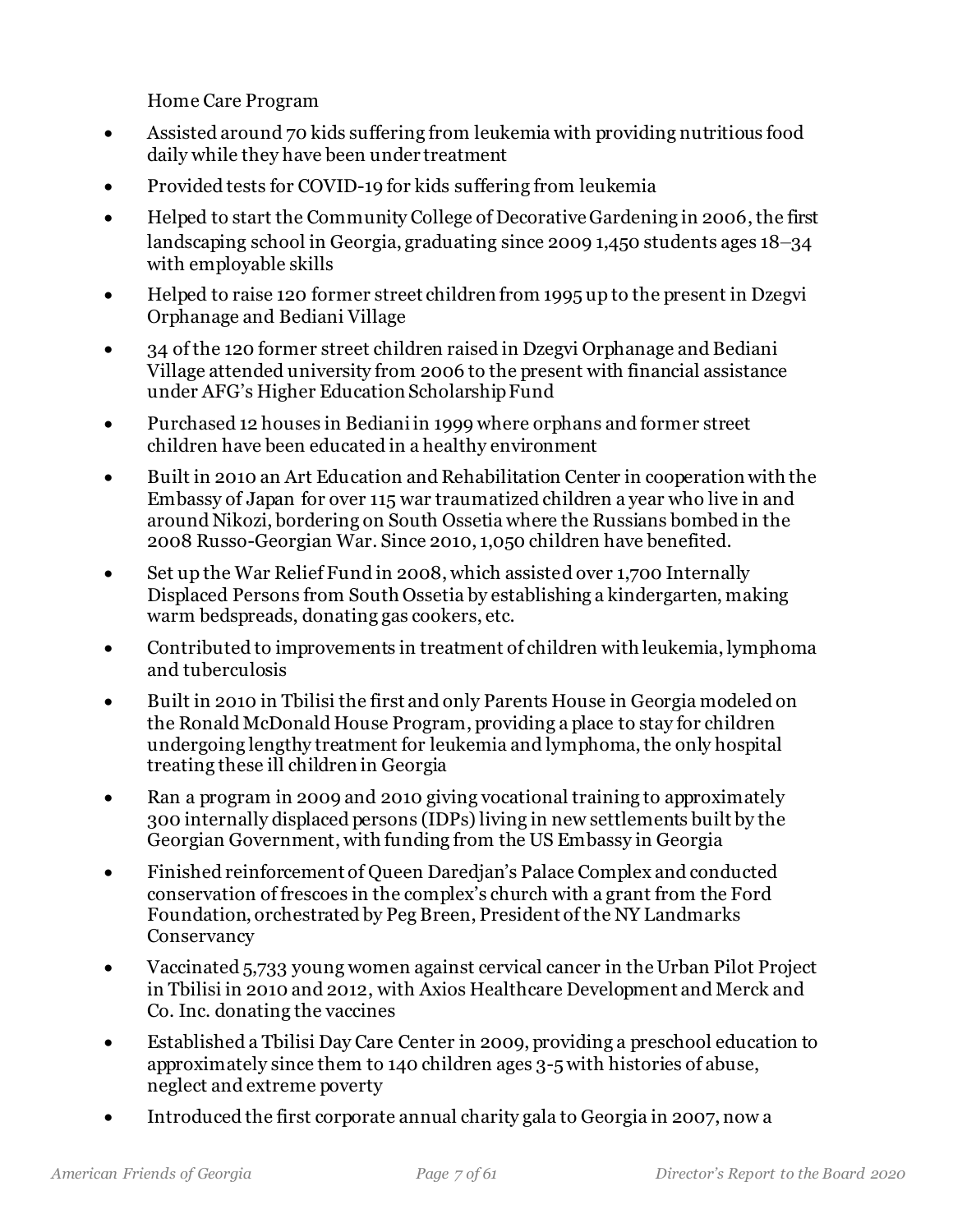Home Care Program

- Assisted around 70 kids suffering from leukemia with providing nutritious food daily while they have been under treatment
- Provided tests for COVID-19 for kids suffering from leukemia
- Helped to start the Community College of Decorative Gardening in 2006, the first landscaping school in Georgia, graduating since 2009 1,450 students ages 18–34 with employable skills
- Helped to raise 120 former street children from 1995 up to the present in Dzegvi Orphanage and Bediani Village
- 34 of the 120 former street children raised in Dzegvi Orphanage and Bediani Village attended university from 2006 to the present with financial assistance under AFG's Higher Education Scholarship Fund
- Purchased 12 houses in Bediani in 1999 where orphans and former street children have been educated in a healthy environment
- Built in 2010 an Art Education and Rehabilitation Center in cooperation with the Embassy of Japan for over 115 war traumatized children a year who live in and around Nikozi, bordering on South Ossetia where the Russians bombed in the 2008 Russo-Georgian War. Since 2010, 1,050 children have benefited.
- Set up the War Relief Fund in 2008, which assisted over 1,700 Internally Displaced Persons from South Ossetia by establishing a kindergarten, making warm bedspreads, donating gas cookers, etc.
- Contributed to improvements in treatment of children with leukemia, lymphoma and tuberculosis
- Built in 2010 in Tbilisi the first and only Parents House in Georgia modeled on the Ronald McDonald House Program, providing a place to stay for children undergoing lengthy treatment for leukemia and lymphoma, the only hospital treating these ill children in Georgia
- Ran a program in 2009 and 2010 giving vocational training to approximately 300 internally displaced persons (IDPs) living in new settlements built by the Georgian Government, with funding from the US Embassy in Georgia
- Finished reinforcement of Queen Daredjan's Palace Complex and conducted conservation of frescoes in the complex's church with a grant from the Ford Foundation, orchestrated by Peg Breen, President of the NY Landmarks Conservancy
- Vaccinated 5,733 young women against cervical cancer in the Urban Pilot Project in Tbilisi in 2010 and 2012, with Axios Healthcare Development and Merck and Co. Inc. donating the vaccines
- Established a Tbilisi Day Care Center in 2009, providing a preschool education to approximately since them to 140 children ages 3-5 with histories of abuse, neglect and extreme poverty
- Introduced the first corporate annual charity gala to Georgia in 2007, now a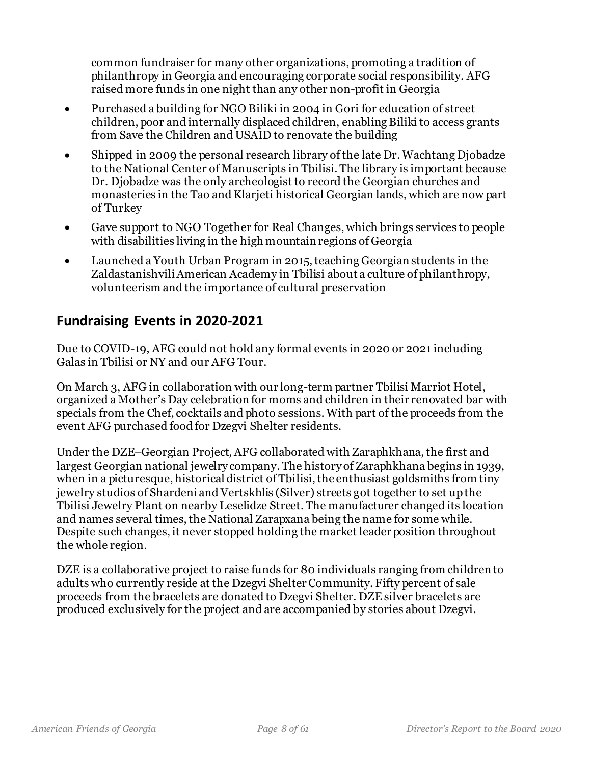common fundraiser for many other organizations, promoting a tradition of philanthropy in Georgia and encouraging corporate social responsibility. AFG raised more funds in one night than any other non-profit in Georgia

- Purchased a building for NGO Biliki in 2004 in Gori for education of street children, poor and internally displaced children, enabling Biliki to access grants from Save the Children and USAID to renovate the building
- Shipped in 2009 the personal research library of the late Dr. Wachtang Djobadze to the National Center of Manuscripts in Tbilisi. The library is important because Dr. Djobadze was the only archeologist to record the Georgian churches and monasteries in the Tao and Klarjeti historical Georgian lands, which are now part of Turkey
- Gave support to NGO Together for Real Changes, which brings services to people with disabilities living in the high mountain regions of Georgia
- Launched a Youth Urban Program in 2015, teaching Georgian students in the Zaldastanishvili American Academy in Tbilisi about a culture of philanthropy, volunteerism and the importance of cultural preservation

## Fundraising Events in 2020-2021

Due to COVID-19, AFG could not hold any formal events in 2020 or 2021 including Galas in Tbilisi or NY and our AFG Tour.

On March 3, AFG in collaboration with our long-term partner Tbilisi Marriot Hotel, organized a Mother's Day celebration for moms and children in their renovated bar with specials from the Chef, cocktails and photo sessions. With part of the proceeds from the event AFG purchased food for Dzegvi Shelter residents.

Under the DZE–Georgian Project, AFG collaborated with Zaraphkhana, the first and largest Georgian national jewelry company. The history of Zaraphkhana begins in 1939, when in a picturesque, historical district of Tbilisi, the enthusiast goldsmiths from tiny jewelry studios of Shardeni and Vertskhlis (Silver) streets got together to set up the Tbilisi Jewelry Plant on nearby Leselidze Street. The manufacturer changed its location and names several times, the National Zarapxana being the name for some while. Despite such changes, it never stopped holding the market leader position throughout the whole region.

DZE is a collaborative project to raise funds for 80 individuals ranging from children to adults who currently reside at the Dzegvi Shelter Community. Fifty percent of sale proceeds from the bracelets are donated to Dzegvi Shelter. DZE silver bracelets are produced exclusively for the project and are accompanied by stories about Dzegvi.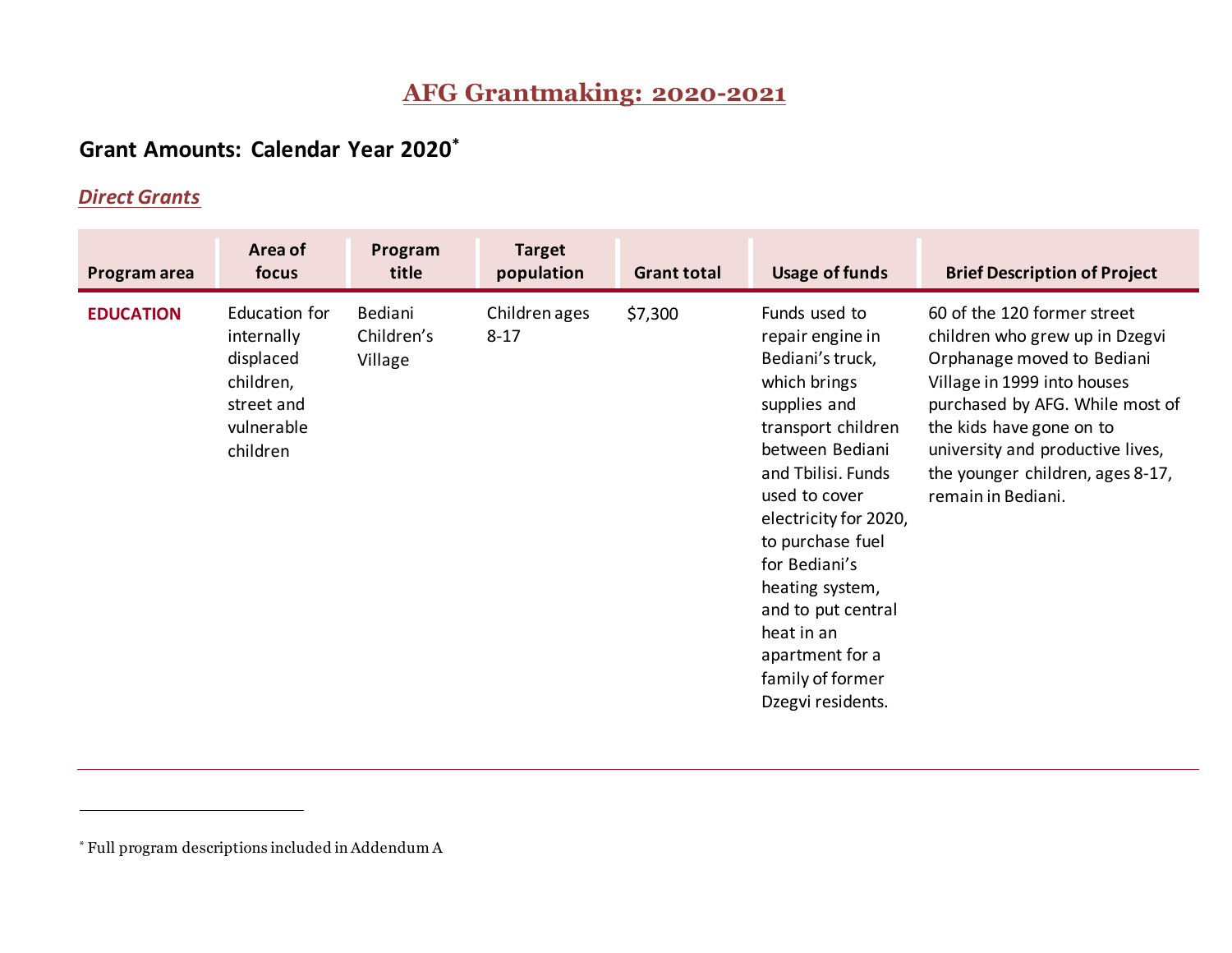# AFG Grantmaking: 2020-2021

## Grant Amounts: Calendar Year 2020*

### *Direct Grants*

| Program area | Area of focus | Program title | Target population | Grant total | Usage of funds | Brief Description of Project |
|---|---|---|---|---|---|---|
| **EDUCATION** | Education for internally displaced children, street and vulnerable children | Bediani Children's Village | Children ages 8-17 | $7,300 | Funds used to repair engine in Bediani's truck, which brings supplies and transport children between Bediani and Tbilisi. Funds used to cover electricity for 2020, to purchase fuel for Bediani's heating system, and to put central heat in an apartment for a family of former Dzegvi residents. | 60 of the 120 former street children who grew up in Dzegvi Orphanage moved to Bediani Village in 1999 into houses purchased by AFG. While most of the kids have gone on to university and productive lives, the younger children, ages 8-17, remain in Bediani. |

* Full program descriptions included in Addendum A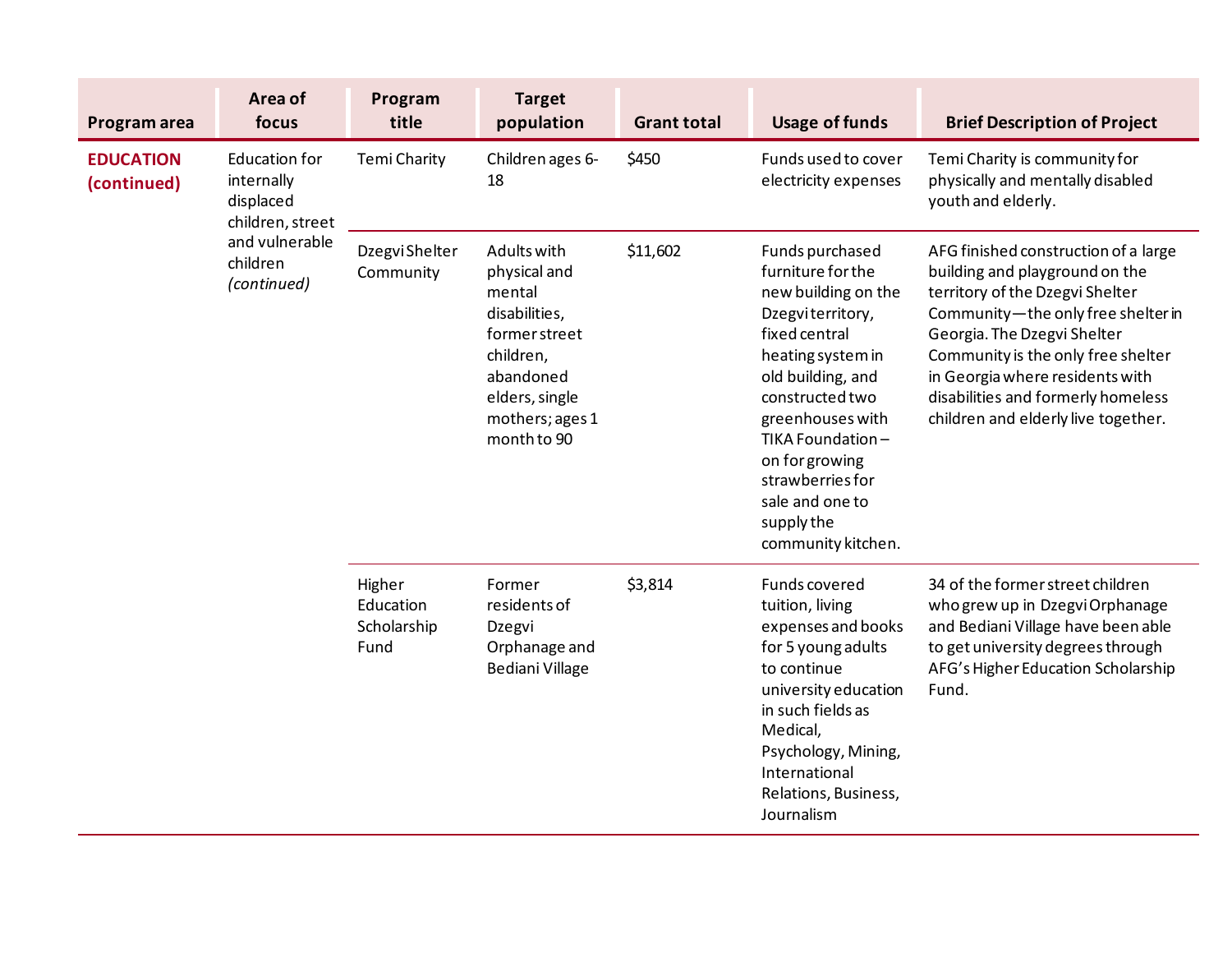| Program area | Area of focus | Program title | Target population | Grant total | Usage of funds | Brief Description of Project |
| --- | --- | --- | --- | --- | --- | --- |
| **EDUCATION (continued)** | Education for internally displaced children, street and vulnerable children *(continued)* | Temi Charity | Children ages 6-18 | $450 | Funds used to cover electricity expenses | Temi Charity is community for physically and mentally disabled youth and elderly. |
| | | Dzegvi Shelter Community | Adults with physical and mental disabilities, former street children, abandoned elders, single mothers; ages 1 month to 90 | $11,602 | Funds purchased furniture for the new building on the Dzegvi territory, fixed central heating system in old building, and constructed two greenhouses with TIKA Foundation – on for growing strawberries for sale and one to supply the community kitchen. | AFG finished construction of a large building and playground on the territory of the Dzegvi Shelter Community—the only free shelter in Georgia. The Dzegvi Shelter Community is the only free shelter in Georgia where residents with disabilities and formerly homeless children and elderly live together. |
| | | Higher Education Scholarship Fund | Former residents of Dzegvi Orphanage and Bediani Village | $3,814 | Funds covered tuition, living expenses and books for 5 young adults to continue university education in such fields as Medical, Psychology, Mining, International Relations, Business, Journalism | 34 of the former street children who grew up in Dzegvi Orphanage and Bediani Village have been able to get university degrees through AFG's Higher Education Scholarship Fund. |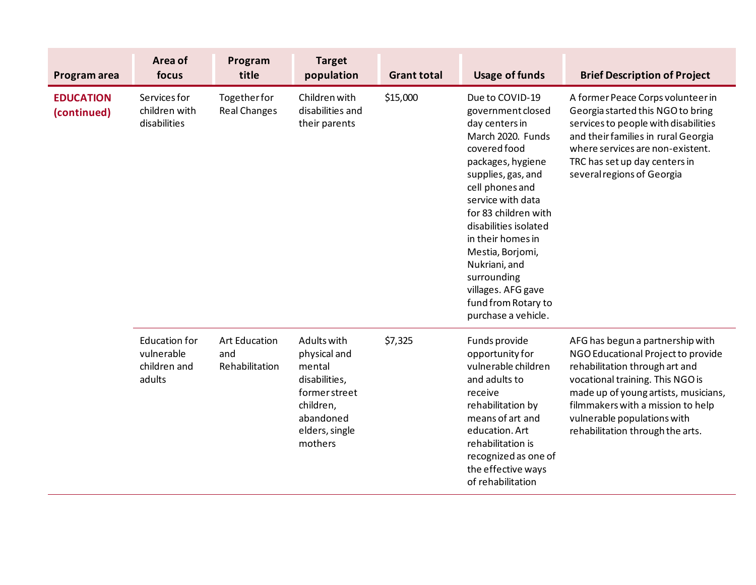| Program area | Area of focus | Program title | Target population | Grant total | Usage of funds | Brief Description of Project |
|---|---|---|---|---|---|---|
| **EDUCATION (continued)** | Services for children with disabilities | Together for Real Changes | Children with disabilities and their parents | $15,000 | Due to COVID-19 government closed day centers in March 2020. Funds covered food packages, hygiene supplies, gas, and cell phones and service with data for 83 children with disabilities isolated in their homes in Mestia, Borjomi, Nukriani, and surrounding villages. AFG gave fund from Rotary to purchase a vehicle. | A former Peace Corps volunteer in Georgia started this NGO to bring services to people with disabilities and their families in rural Georgia where services are non-existent. TRC has set up day centers in several regions of Georgia |
| | Education for vulnerable children and adults | Art Education and Rehabilitation | Adults with physical and mental disabilities, former street children, abandoned elders, single mothers | $7,325 | Funds provide opportunity for vulnerable children and adults to receive rehabilitation by means of art and education. Art rehabilitation is recognized as one of the effective ways of rehabilitation | AFG has begun a partnership with NGO Educational Project to provide rehabilitation through art and vocational training. This NGO is made up of young artists, musicians, filmmakers with a mission to help vulnerable populations with rehabilitation through the arts. |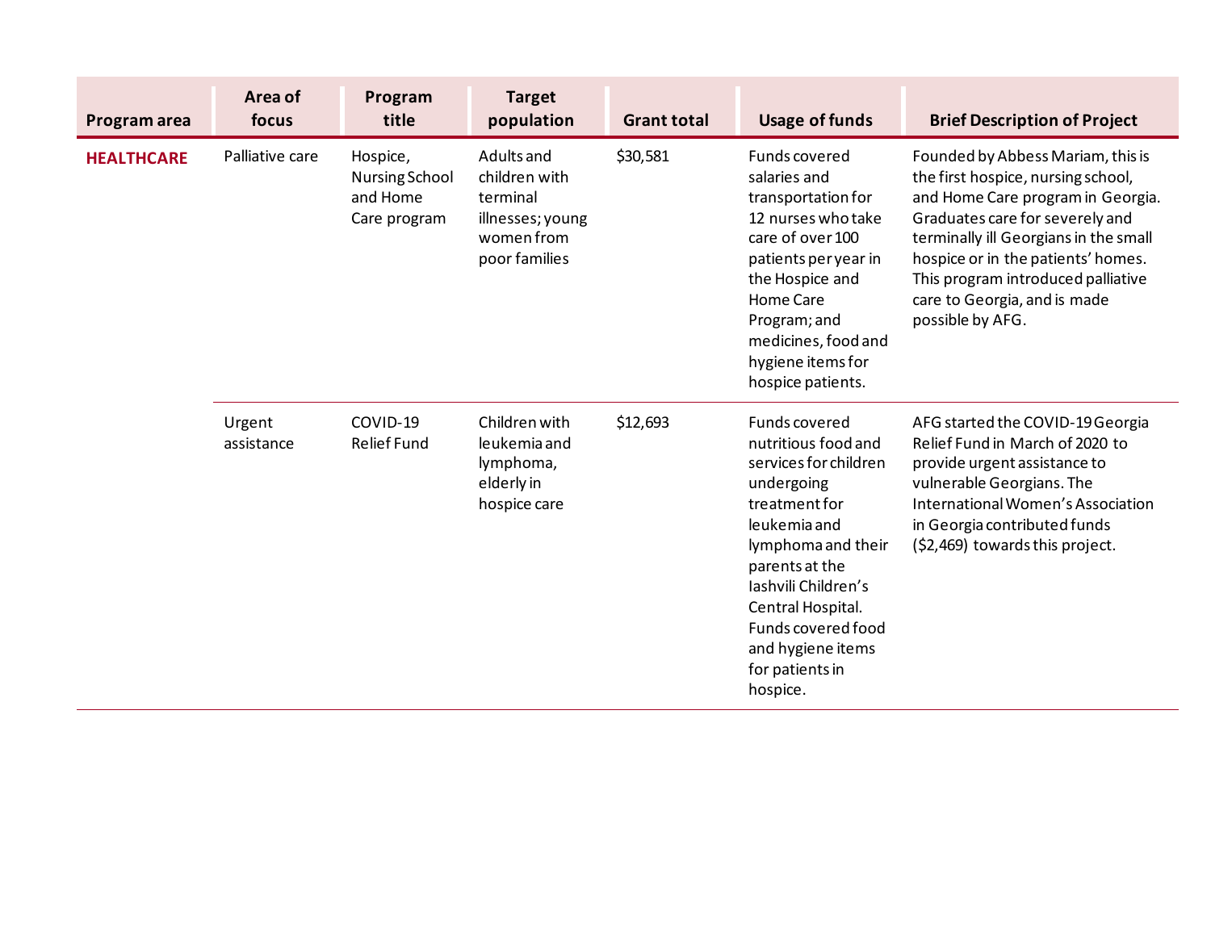| Program area | Area of focus | Program title | Target population | Grant total | Usage of funds | Brief Description of Project |
|---|---|---|---|---|---|---|
| **HEALTHCARE** | Palliative care | Hospice, Nursing School and Home Care program | Adults and children with terminal illnesses; young women from poor families | $30,581 | Funds covered salaries and transportation for 12 nurses who take care of over 100 patients per year in the Hospice and Home Care Program; and medicines, food and hygiene items for hospice patients. | Founded by Abbess Mariam, this is the first hospice, nursing school, and Home Care program in Georgia. Graduates care for severely and terminally ill Georgians in the small hospice or in the patients' homes. This program introduced palliative care to Georgia, and is made possible by AFG. |
| | Urgent assistance | COVID-19 Relief Fund | Children with leukemia and lymphoma, elderly in hospice care | $12,693 | Funds covered nutritious food and services for children undergoing treatment for leukemia and lymphoma and their parents at the Iashvili Children's Central Hospital. Funds covered food and hygiene items for patients in hospice. | AFG started the COVID-19 Georgia Relief Fund in March of 2020 to provide urgent assistance to vulnerable Georgians. The International Women's Association in Georgia contributed funds ($2,469) towards this project. |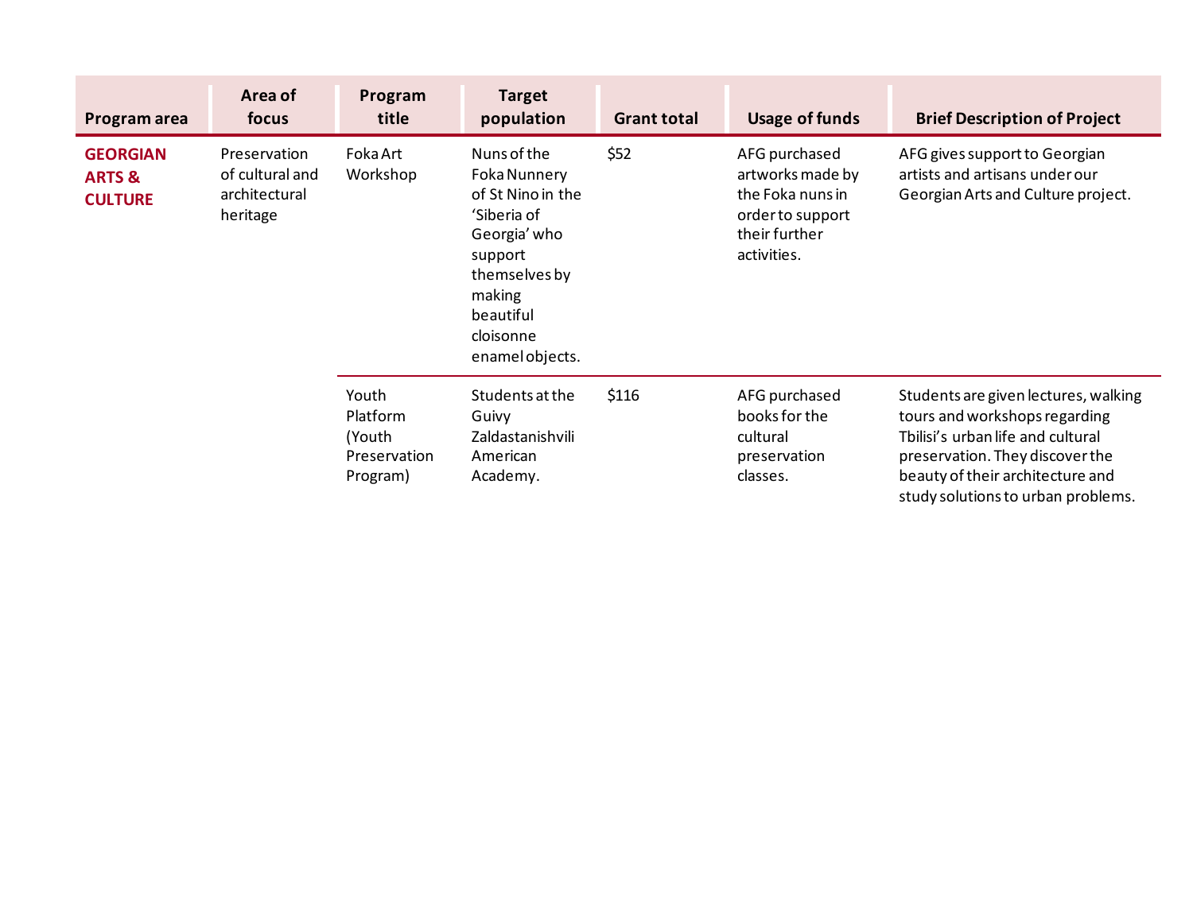| Program area | Area of focus | Program title | Target population | Grant total | Usage of funds | Brief Description of Project |
|---|---|---|---|---|---|---|
| **GEORGIAN ARTS & CULTURE** | Preservation of cultural and architectural heritage | Foka Art Workshop | Nuns of the Foka Nunnery of St Nino in the 'Siberia of Georgia' who support themselves by making beautiful cloisonne enamel objects. | $52 | AFG purchased artworks made by the Foka nuns in order to support their further activities. | AFG gives support to Georgian artists and artisans under our Georgian Arts and Culture project. |
| | | Youth Platform (Youth Preservation Program) | Students at the Guivy Zaldastanishvili American Academy. | $116 | AFG purchased books for the cultural preservation classes. | Students are given lectures, walking tours and workshops regarding Tbilisi's urban life and cultural preservation. They discover the beauty of their architecture and study solutions to urban problems. |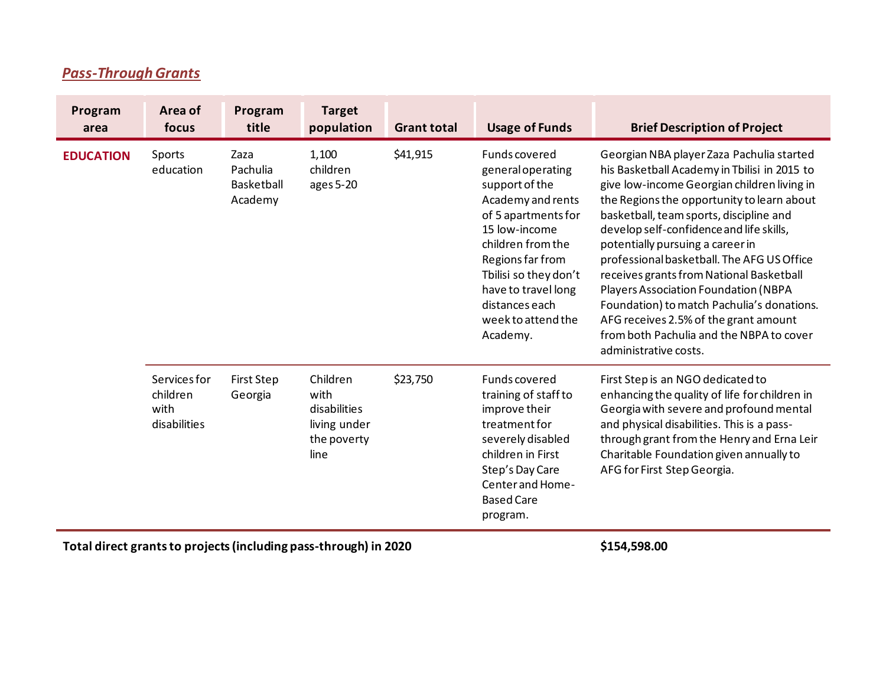## ***Pass-Through Grants***

| Program area | Area of focus | Program title | Target population | Grant total | Usage of Funds | Brief Description of Project |
|---|---|---|---|---|---|---|
| **EDUCATION** | Sports education | Zaza Pachulia Basketball Academy | 1,100 children ages 5-20 | $41,915 | Funds covered general operating support of the Academy and rents of 5 apartments for 15 low-income children from the Regions far from Tbilisi so they don't have to travel long distances each week to attend the Academy. | Georgian NBA player Zaza Pachulia started his Basketball Academy in Tbilisi in 2015 to give low-income Georgian children living in the Regions the opportunity to learn about basketball, team sports, discipline and develop self-confidence and life skills, potentially pursuing a career in professional basketball. The AFG US Office receives grants from National Basketball Players Association Foundation (NBPA Foundation) to match Pachulia's donations. AFG receives 2.5% of the grant amount from both Pachulia and the NBPA to cover administrative costs. |
| | Services for children with disabilities | First Step Georgia | Children with disabilities living under the poverty line | $23,750 | Funds covered training of staff to improve their treatment for severely disabled children in First Step's Day Care Center and Home-Based Care program. | First Step is an NGO dedicated to enhancing the quality of life for children in Georgia with severe and profound mental and physical disabilities. This is a pass-through grant from the Henry and Erna Leir Charitable Foundation given annually to AFG for First Step Georgia. |
| **Total direct grants to projects (including pass-through) in 2020** | | | | | | **$154,598.00** |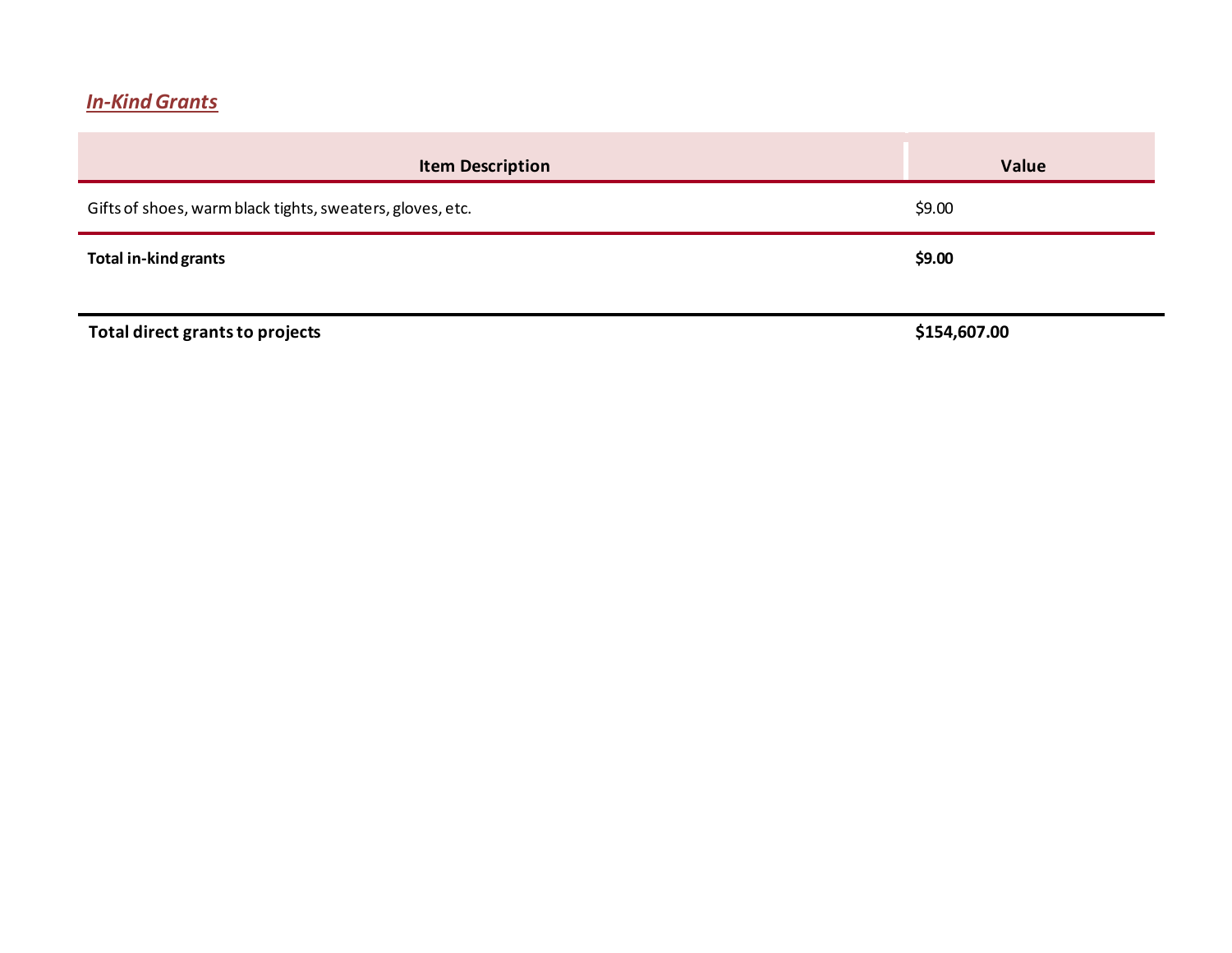***In-Kind Grants***

| Item Description | Value |
|---|---|
| Gifts of shoes, warm black tights, sweaters, gloves, etc. | $9.00 |
| **Total in-kind grants** | **$9.00** |

| | |
|---|---|
| **Total direct grants to projects** | **$154,607.00** |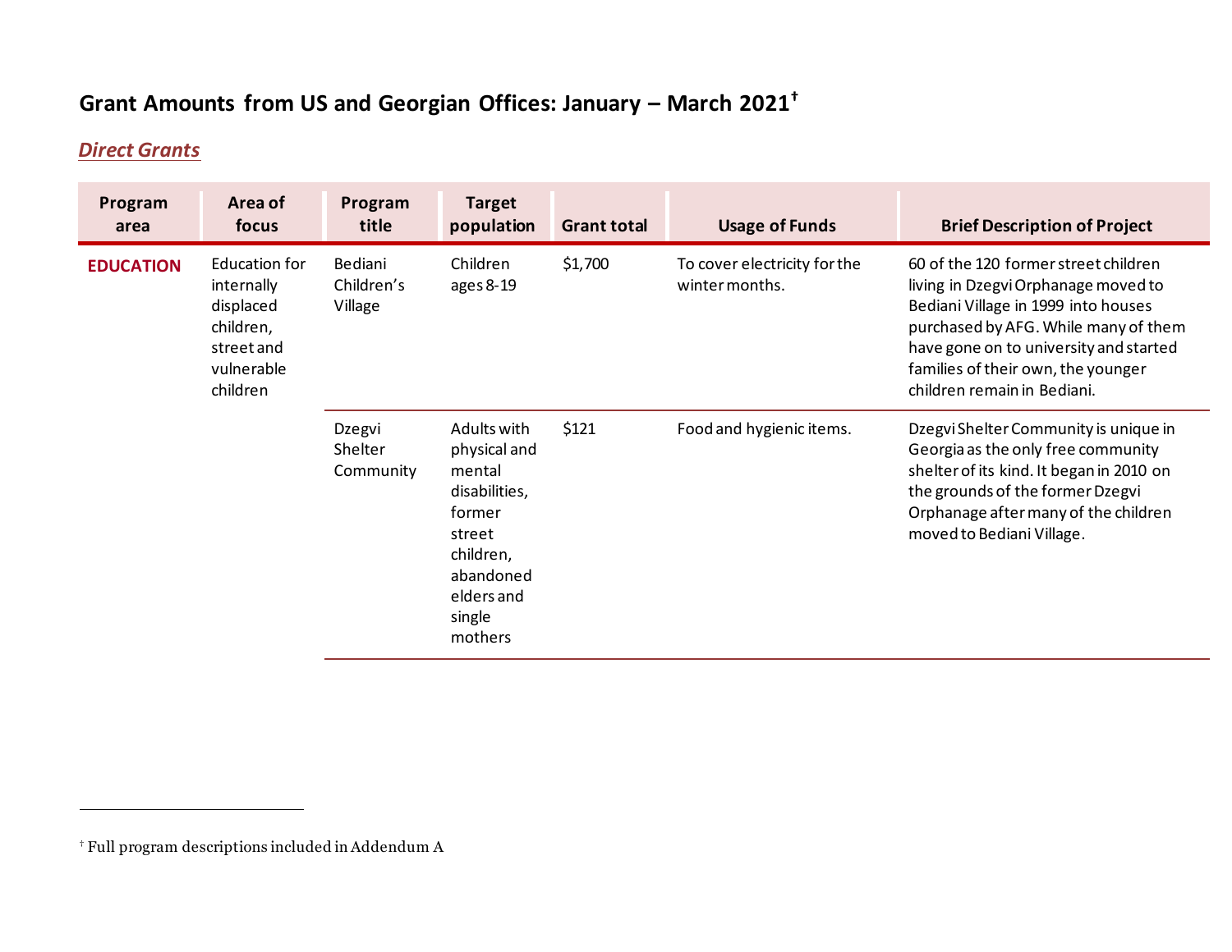# Grant Amounts from US and Georgian Offices: January – March 2021[†]

## *Direct Grants*

| Program area | Area of focus | Program title | Target population | Grant total | Usage of Funds | Brief Description of Project |
|---|---|---|---|---|---|---|
| **EDUCATION** | Education for internally displaced children, street and vulnerable children | Bediani Children's Village | Children ages 8-19 | $1,700 | To cover electricity for the winter months. | 60 of the 120 former street children living in Dzegvi Orphanage moved to Bediani Village in 1999 into houses purchased by AFG. While many of them have gone on to university and started families of their own, the younger children remain in Bediani. |
| | | Dzegvi Shelter Community | Adults with physical and mental disabilities, former street children, abandoned elders and single mothers | $121 | Food and hygienic items. | Dzegvi Shelter Community is unique in Georgia as the only free community shelter of its kind. It began in 2010 on the grounds of the former Dzegvi Orphanage after many of the children moved to Bediani Village. |

[†] Full program descriptions included in Addendum A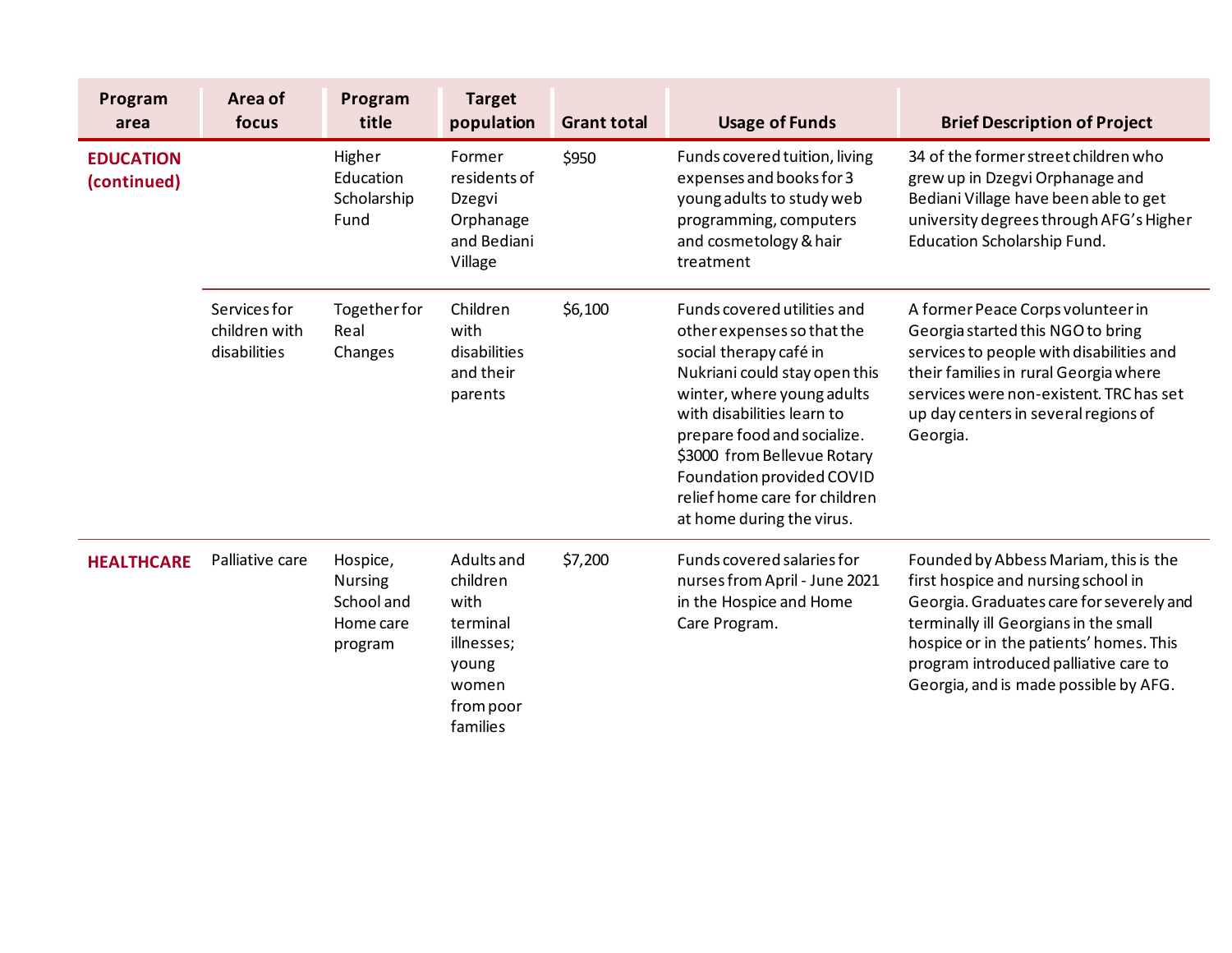| Program area | Area of focus | Program title | Target population | Grant total | Usage of Funds | Brief Description of Project |
|---|---|---|---|---|---|---|
| **EDUCATION (continued)** | | Higher Education Scholarship Fund | Former residents of Dzegvi Orphanage and Bediani Village | $950 | Funds covered tuition, living expenses and books for 3 young adults to study web programming, computers and cosmetology & hair treatment | 34 of the former street children who grew up in Dzegvi Orphanage and Bediani Village have been able to get university degrees through AFG's Higher Education Scholarship Fund. |
| | Services for children with disabilities | Together for Real Changes | Children with disabilities and their parents | $6,100 | Funds covered utilities and other expenses so that the social therapy café in Nukriani could stay open this winter, where young adults with disabilities learn to prepare food and socialize. $3000 from Bellevue Rotary Foundation provided COVID relief home care for children at home during the virus. | A former Peace Corps volunteer in Georgia started this NGO to bring services to people with disabilities and their families in rural Georgia where services were non-existent. TRC has set up day centers in several regions of Georgia. |
| **HEALTHCARE** | Palliative care | Hospice, Nursing School and Home care program | Adults and children with terminal illnesses; young women from poor families | $7,200 | Funds covered salaries for nurses from April - June 2021 in the Hospice and Home Care Program. | Founded by Abbess Mariam, this is the first hospice and nursing school in Georgia. Graduates care for severely and terminally ill Georgians in the small hospice or in the patients' homes. This program introduced palliative care to Georgia, and is made possible by AFG. |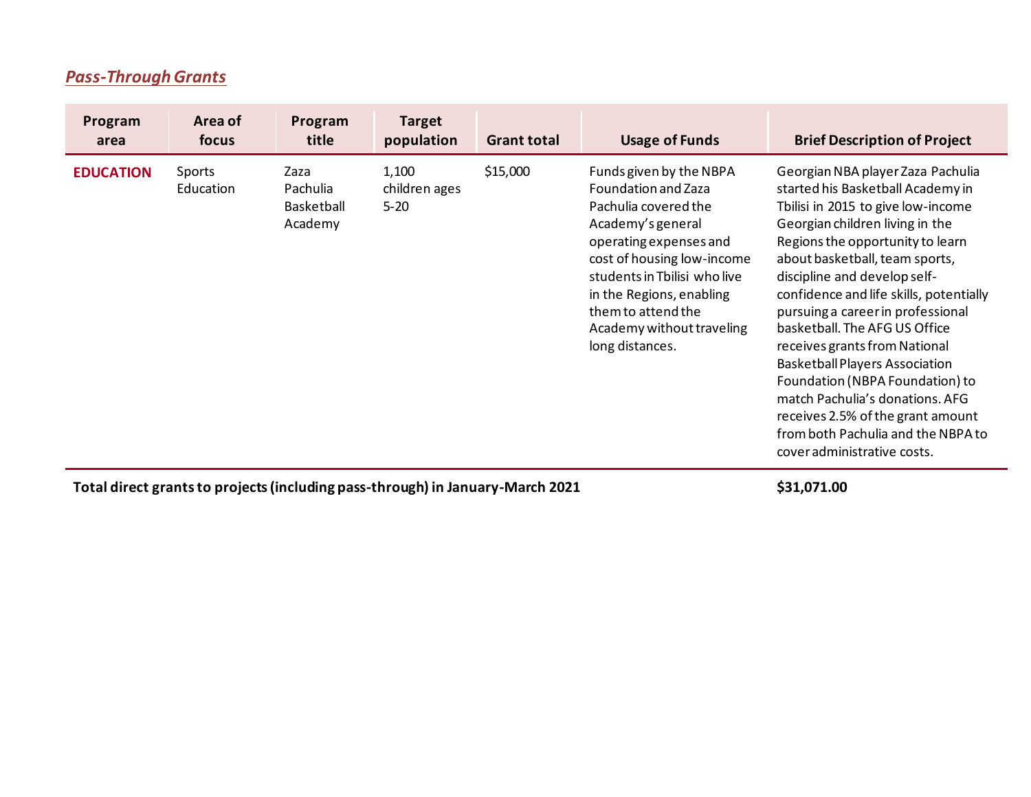## ***Pass-Through Grants***

| Program area | Area of focus | Program title | Target population | Grant total | Usage of Funds | Brief Description of Project |
|---|---|---|---|---|---|---|
| **EDUCATION** | Sports Education | Zaza Pachulia Basketball Academy | 1,100 children ages 5-20 | $15,000 | Funds given by the NBPA Foundation and Zaza Pachulia covered the Academy's general operating expenses and cost of housing low-income students in Tbilisi who live in the Regions, enabling them to attend the Academy without traveling long distances. | Georgian NBA player Zaza Pachulia started his Basketball Academy in Tbilisi in 2015 to give low-income Georgian children living in the Regions the opportunity to learn about basketball, team sports, discipline and develop self-confidence and life skills, potentially pursuing a career in professional basketball. The AFG US Office receives grants from National Basketball Players Association Foundation (NBPA Foundation) to match Pachulia's donations. AFG receives 2.5% of the grant amount from both Pachulia and the NBPA to cover administrative costs. |
| **Total direct grants to projects (including pass-through) in January-March 2021** | | | | | | **$31,071.00** |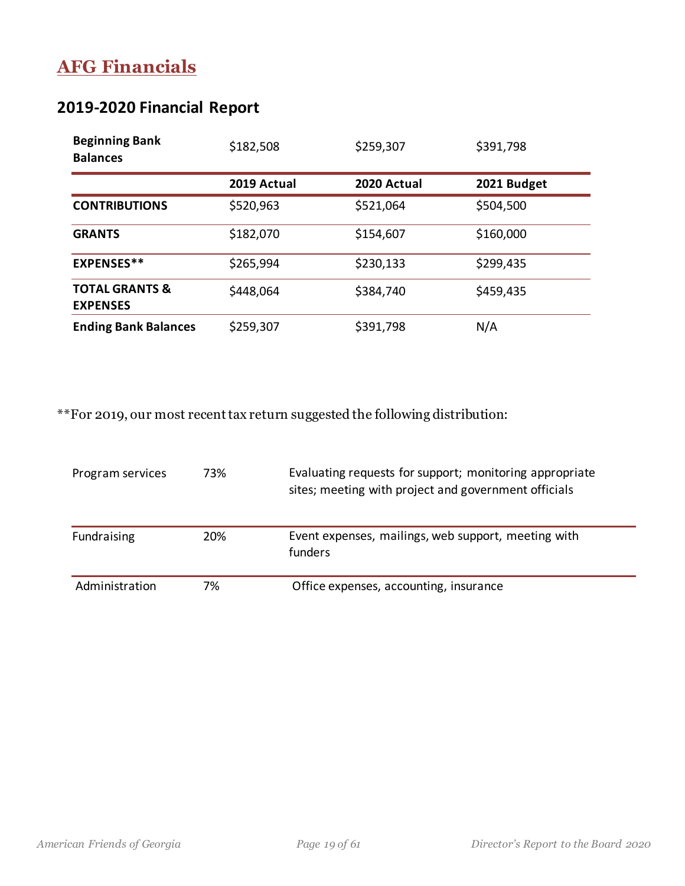# AFG Financials

## 2019-2020 Financial Report

| | 2019 Actual | 2020 Actual | 2021 Budget |
|---|---|---|---|
| **Beginning Bank Balances** | $182,508 | $259,307 | $391,798 |
| **CONTRIBUTIONS** | $520,963 | $521,064 | $504,500 |
| **GRANTS** | $182,070 | $154,607 | $160,000 |
| **EXPENSES**** | $265,994 | $230,133 | $299,435 |
| **TOTAL GRANTS & EXPENSES** | $448,064 | $384,740 | $459,435 |
| **Ending Bank Balances** | $259,307 | $391,798 | N/A |

**For 2019, our most recent tax return suggested the following distribution:

| | | |
|---|---|---|
| Program services | 73% | Evaluating requests for support; monitoring appropriate sites; meeting with project and government officials |
| Fundraising | 20% | Event expenses, mailings, web support, meeting with funders |
| Administration | 7% | Office expenses, accounting, insurance |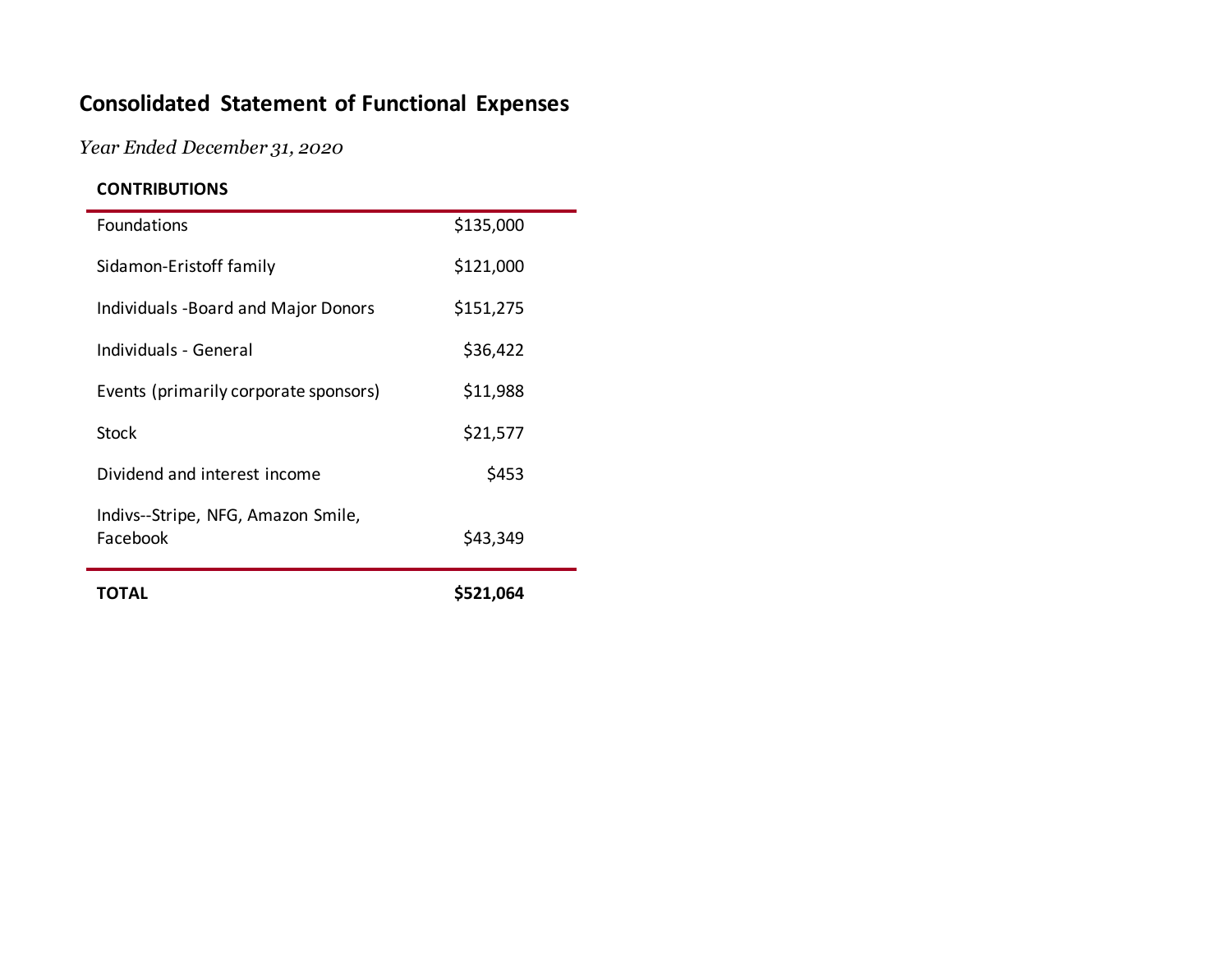## Consolidated Statement of Functional Expenses

*Year Ended December 31, 2020*

| CONTRIBUTIONS | |
|---|---|
| Foundations | $135,000 |
| Sidamon-Eristoff family | $121,000 |
| Individuals -Board and Major Donors | $151,275 |
| Individuals - General | $36,422 |
| Events (primarily corporate sponsors) | $11,988 |
| Stock | $21,577 |
| Dividend and interest income | $453 |
| Indivs--Stripe, NFG, Amazon Smile, Facebook | $43,349 |
| **TOTAL** | **$521,064** |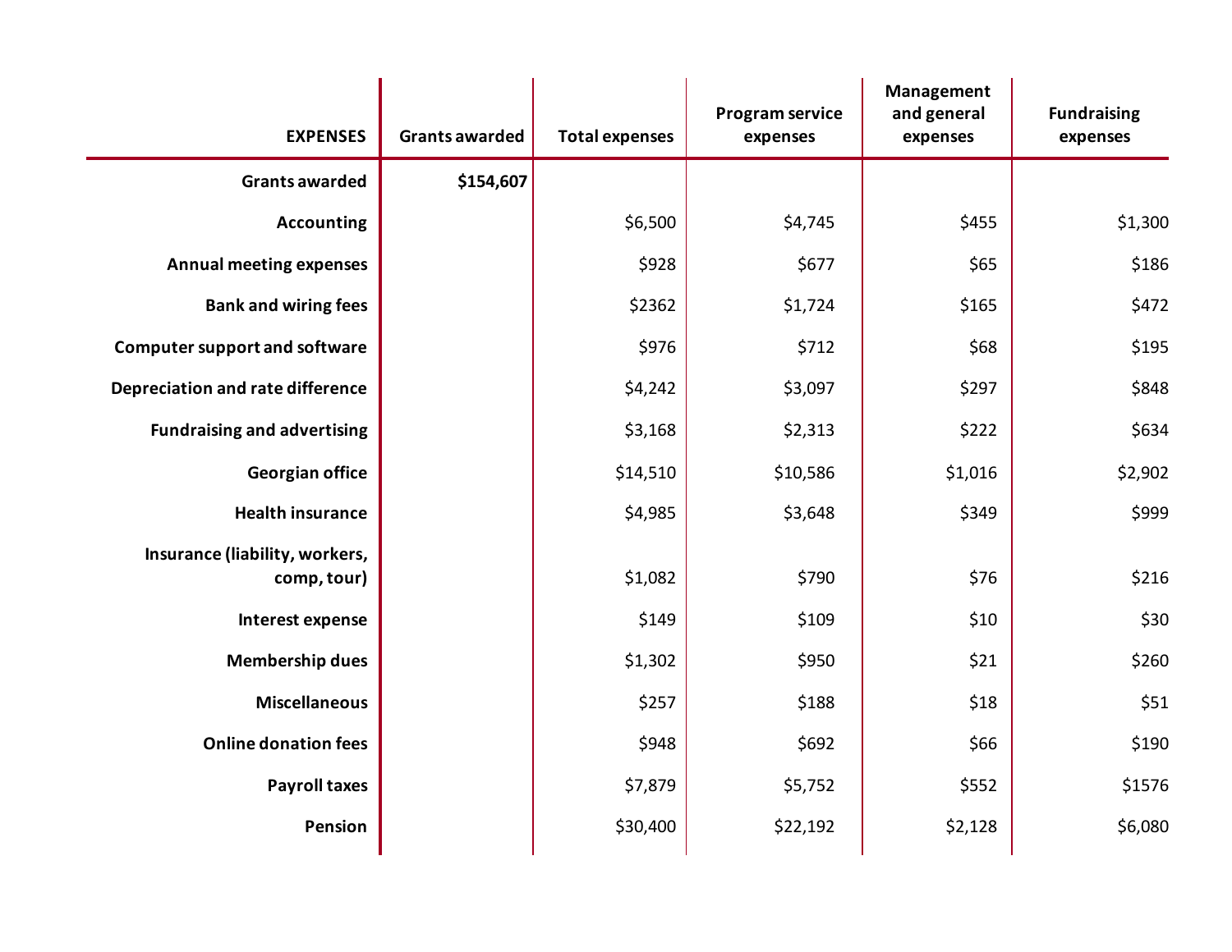| EXPENSES | Grants awarded | Total expenses | Program service expenses | Management and general expenses | Fundraising expenses |
|---|---|---|---|---|---|
| **Grants awarded** | **$154,607** | | | | |
| **Accounting** | | $6,500 | $4,745 | $455 | $1,300 |
| **Annual meeting expenses** | | $928 | $677 | $65 | $186 |
| **Bank and wiring fees** | | $2362 | $1,724 | $165 | $472 |
| **Computer support and software** | | $976 | $712 | $68 | $195 |
| **Depreciation and rate difference** | | $4,242 | $3,097 | $297 | $848 |
| **Fundraising and advertising** | | $3,168 | $2,313 | $222 | $634 |
| **Georgian office** | | $14,510 | $10,586 | $1,016 | $2,902 |
| **Health insurance** | | $4,985 | $3,648 | $349 | $999 |
| **Insurance (liability, workers, comp, tour)** | | $1,082 | $790 | $76 | $216 |
| **Interest expense** | | $149 | $109 | $10 | $30 |
| **Membership dues** | | $1,302 | $950 | $21 | $260 |
| **Miscellaneous** | | $257 | $188 | $18 | $51 |
| **Online donation fees** | | $948 | $692 | $66 | $190 |
| **Payroll taxes** | | $7,879 | $5,752 | $552 | $1576 |
| **Pension** | | $30,400 | $22,192 | $2,128 | $6,080 |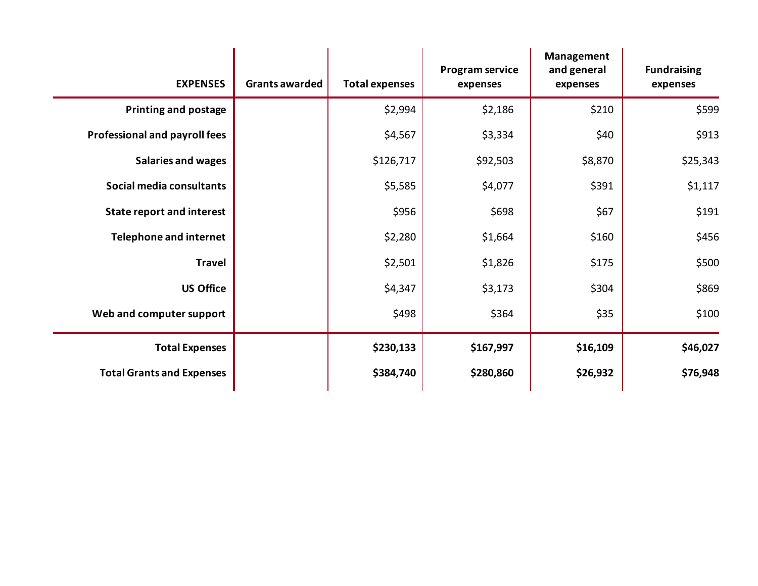| EXPENSES | Grants awarded | Total expenses | Program service expenses | Management and general expenses | Fundraising expenses |
|---|---|---|---|---|---|
| **Printing and postage** | | $2,994 | $2,186 | $210 | $599 |
| **Professional and payroll fees** | | $4,567 | $3,334 | $40 | $913 |
| **Salaries and wages** | | $126,717 | $92,503 | $8,870 | $25,343 |
| **Social media consultants** | | $5,585 | $4,077 | $391 | $1,117 |
| **State report and interest** | | $956 | $698 | $67 | $191 |
| **Telephone and internet** | | $2,280 | $1,664 | $160 | $456 |
| **Travel** | | $2,501 | $1,826 | $175 | $500 |
| **US Office** | | $4,347 | $3,173 | $304 | $869 |
| **Web and computer support** | | $498 | $364 | $35 | $100 |
| **Total Expenses** | | **$230,133** | **$167,997** | **$16,109** | **$46,027** |
| **Total Grants and Expenses** | | **$384,740** | **$280,860** | **$26,932** | **$76,948** |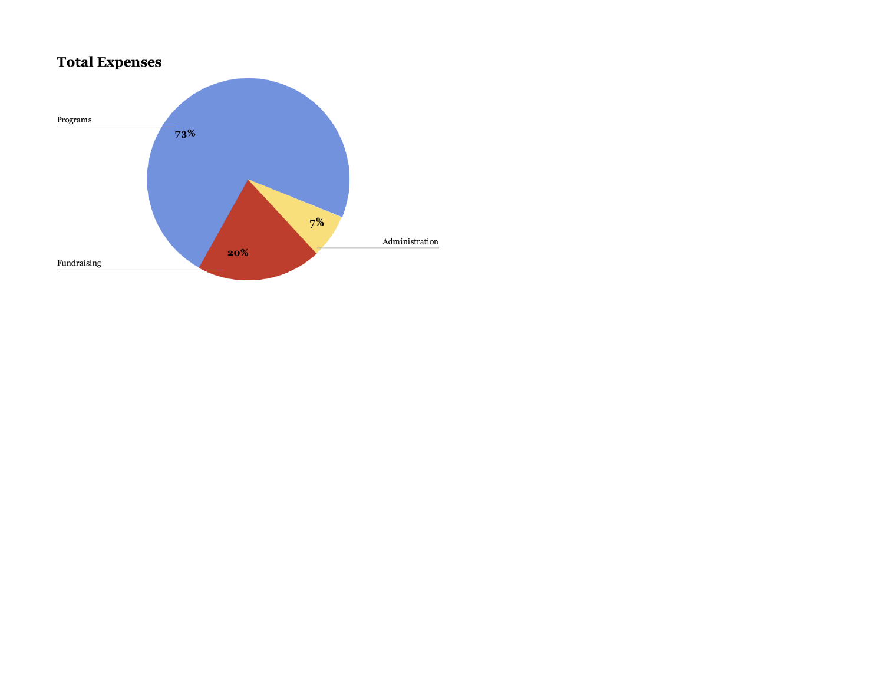## Total Expenses

Programs 73%

Fundraising 20%

Administration 7%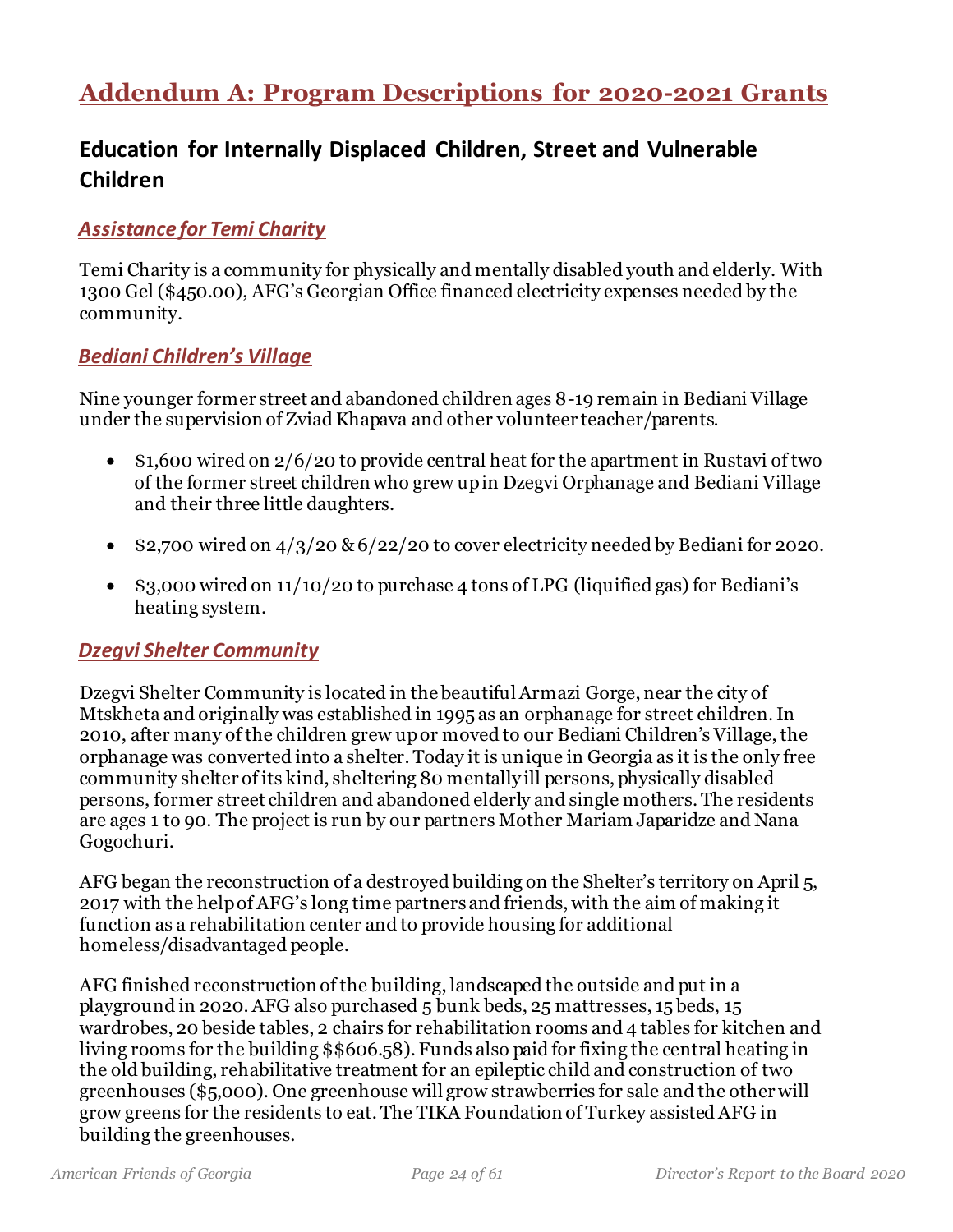# Addendum A: Program Descriptions for 2020-2021 Grants

## Education for Internally Displaced Children, Street and Vulnerable Children

### *Assistance for Temi Charity*

Temi Charity is a community for physically and mentally disabled youth and elderly. With 1300 Gel ($450.00), AFG's Georgian Office financed electricity expenses needed by the community.

### *Bediani Children's Village*

Nine younger former street and abandoned children ages 8-19 remain in Bediani Village under the supervision of Zviad Khapava and other volunteer teacher/parents.

- $1,600 wired on 2/6/20 to provide central heat for the apartment in Rustavi of two of the former street children who grew up in Dzegvi Orphanage and Bediani Village and their three little daughters.
- $2,700 wired on 4/3/20 & 6/22/20 to cover electricity needed by Bediani for 2020.
- $3,000 wired on 11/10/20 to purchase 4 tons of LPG (liquified gas) for Bediani's heating system.

### *Dzegvi Shelter Community*

Dzegvi Shelter Community is located in the beautiful Armazi Gorge, near the city of Mtskheta and originally was established in 1995 as an orphanage for street children. In 2010, after many of the children grew up or moved to our Bediani Children's Village, the orphanage was converted into a shelter. Today it is unique in Georgia as it is the only free community shelter of its kind, sheltering 80 mentally ill persons, physically disabled persons, former street children and abandoned elderly and single mothers. The residents are ages 1 to 90. The project is run by our partners Mother Mariam Japaridze and Nana Gogochuri.

AFG began the reconstruction of a destroyed building on the Shelter's territory on April 5, 2017 with the help of AFG's long time partners and friends, with the aim of making it function as a rehabilitation center and to provide housing for additional homeless/disadvantaged people.

AFG finished reconstruction of the building, landscaped the outside and put in a playground in 2020. AFG also purchased 5 bunk beds, 25 mattresses, 15 beds, 15 wardrobes, 20 beside tables, 2 chairs for rehabilitation rooms and 4 tables for kitchen and living rooms for the building $$606.58). Funds also paid for fixing the central heating in the old building, rehabilitative treatment for an epileptic child and construction of two greenhouses ($5,000). One greenhouse will grow strawberries for sale and the other will grow greens for the residents to eat. The TIKA Foundation of Turkey assisted AFG in building the greenhouses.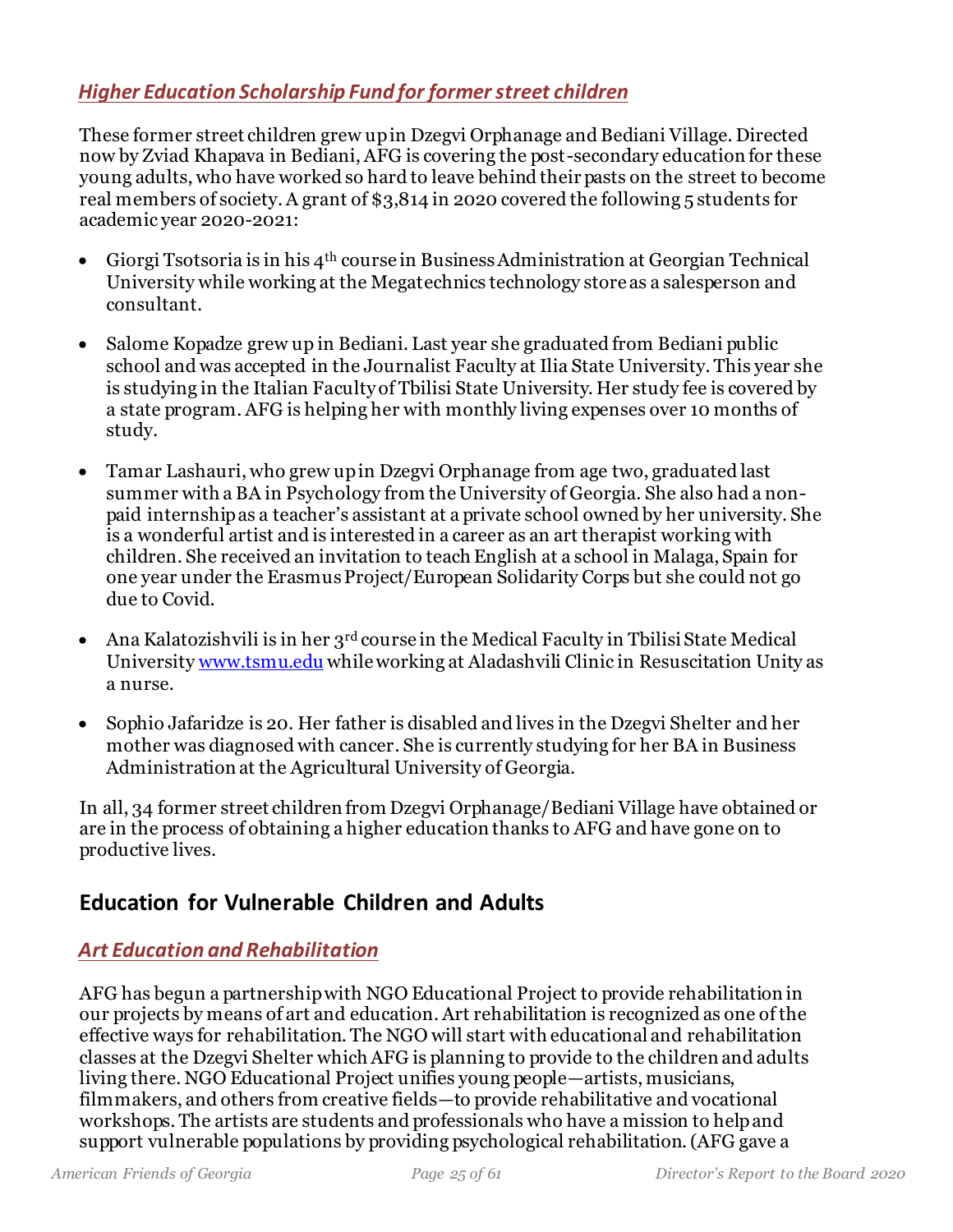### *Higher Education Scholarship Fund for former street children*

These former street children grew up in Dzegvi Orphanage and Bediani Village. Directed now by Zviad Khapava in Bediani, AFG is covering the post-secondary education for these young adults, who have worked so hard to leave behind their pasts on the street to become real members of society. A grant of $3,814 in 2020 covered the following 5 students for academic year 2020-2021:

- Giorgi Tsotsoria is in his 4th course in Business Administration at Georgian Technical University while working at the Megatechnics technology store as a salesperson and consultant.
- Salome Kopadze grew up in Bediani. Last year she graduated from Bediani public school and was accepted in the Journalist Faculty at Ilia State University. This year she is studying in the Italian Faculty of Tbilisi State University. Her study fee is covered by a state program. AFG is helping her with monthly living expenses over 10 months of study.
- Tamar Lashauri, who grew up in Dzegvi Orphanage from age two, graduated last summer with a BA in Psychology from the University of Georgia. She also had a non-paid internship as a teacher's assistant at a private school owned by her university. She is a wonderful artist and is interested in a career as an art therapist working with children. She received an invitation to teach English at a school in Malaga, Spain for one year under the Erasmus Project/European Solidarity Corps but she could not go due to Covid.
- Ana Kalatozishvili is in her 3rd course in the Medical Faculty in Tbilisi State Medical University www.tsmu.edu while working at Aladashvili Clinic in Resuscitation Unity as a nurse.
- Sophio Jafaridze is 20. Her father is disabled and lives in the Dzegvi Shelter and her mother was diagnosed with cancer. She is currently studying for her BA in Business Administration at the Agricultural University of Georgia.

In all, 34 former street children from Dzegvi Orphanage/Bediani Village have obtained or are in the process of obtaining a higher education thanks to AFG and have gone on to productive lives.

## Education for Vulnerable Children and Adults

### *Art Education and Rehabilitation*

AFG has begun a partnership with NGO Educational Project to provide rehabilitation in our projects by means of art and education. Art rehabilitation is recognized as one of the effective ways for rehabilitation. The NGO will start with educational and rehabilitation classes at the Dzegvi Shelter which AFG is planning to provide to the children and adults living there. NGO Educational Project unifies young people—artists, musicians, filmmakers, and others from creative fields—to provide rehabilitative and vocational workshops. The artists are students and professionals who have a mission to help and support vulnerable populations by providing psychological rehabilitation. (AFG gave a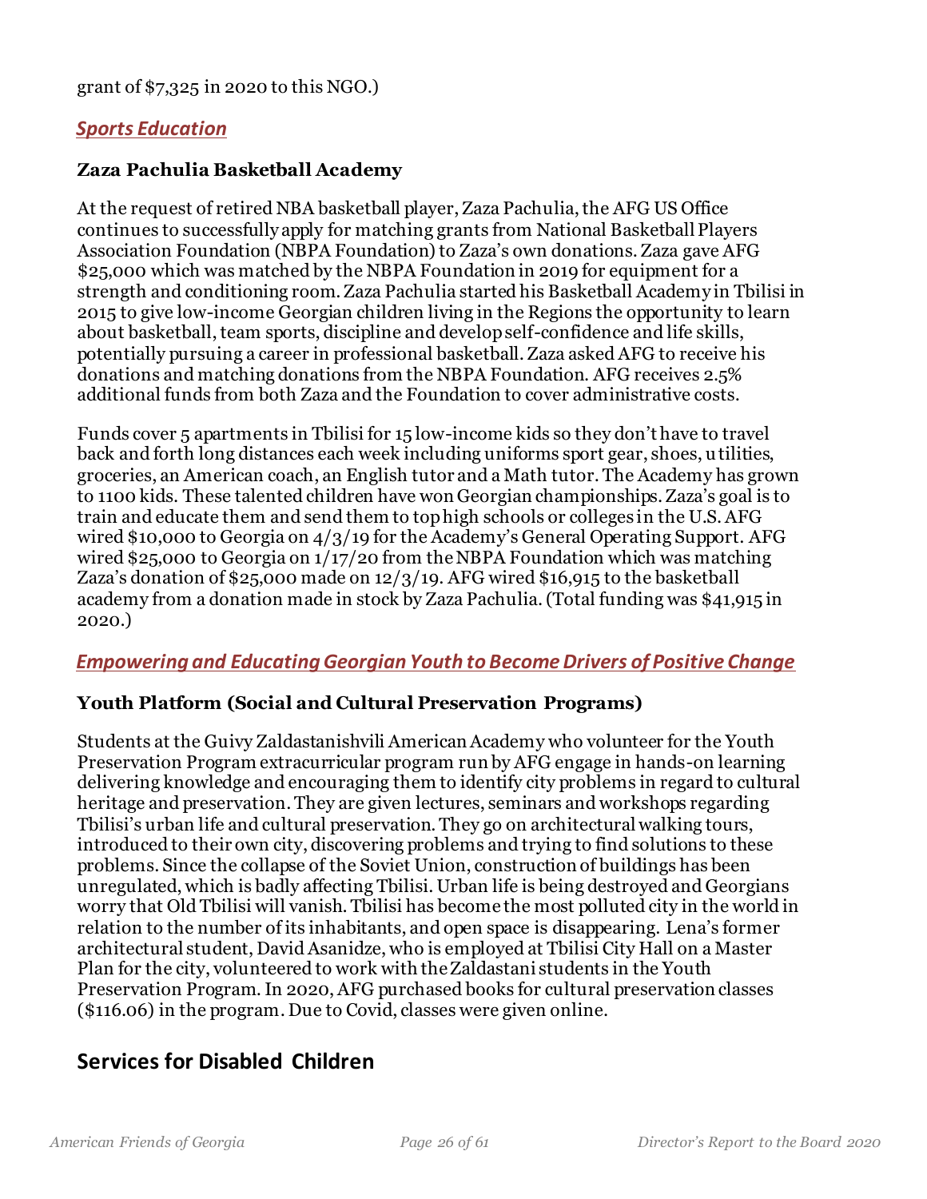grant of $7,325 in 2020 to this NGO.)

## *Sports Education*

### Zaza Pachulia Basketball Academy

At the request of retired NBA basketball player, Zaza Pachulia, the AFG US Office continues to successfully apply for matching grants from National Basketball Players Association Foundation (NBPA Foundation) to Zaza's own donations. Zaza gave AFG $25,000 which was matched by the NBPA Foundation in 2019 for equipment for a strength and conditioning room. Zaza Pachulia started his Basketball Academy in Tbilisi in 2015 to give low-income Georgian children living in the Regions the opportunity to learn about basketball, team sports, discipline and develop self-confidence and life skills, potentially pursuing a career in professional basketball. Zaza asked AFG to receive his donations and matching donations from the NBPA Foundation. AFG receives 2.5% additional funds from both Zaza and the Foundation to cover administrative costs.

Funds cover 5 apartments in Tbilisi for 15 low-income kids so they don't have to travel back and forth long distances each week including uniforms sport gear, shoes, utilities, groceries, an American coach, an English tutor and a Math tutor. The Academy has grown to 1100 kids. These talented children have won Georgian championships. Zaza's goal is to train and educate them and send them to top high schools or colleges in the U.S. AFG wired $10,000 to Georgia on 4/3/19 for the Academy's General Operating Support. AFG wired $25,000 to Georgia on 1/17/20 from the NBPA Foundation which was matching Zaza's donation of $25,000 made on 12/3/19. AFG wired $16,915 to the basketball academy from a donation made in stock by Zaza Pachulia. (Total funding was $41,915 in 2020.)

## *Empowering and Educating Georgian Youth to Become Drivers of Positive Change*

### Youth Platform (Social and Cultural Preservation Programs)

Students at the Guivy Zaldastanishvili American Academy who volunteer for the Youth Preservation Program extracurricular program run by AFG engage in hands-on learning delivering knowledge and encouraging them to identify city problems in regard to cultural heritage and preservation. They are given lectures, seminars and workshops regarding Tbilisi's urban life and cultural preservation. They go on architectural walking tours, introduced to their own city, discovering problems and trying to find solutions to these problems. Since the collapse of the Soviet Union, construction of buildings has been unregulated, which is badly affecting Tbilisi. Urban life is being destroyed and Georgians worry that Old Tbilisi will vanish. Tbilisi has become the most polluted city in the world in relation to the number of its inhabitants, and open space is disappearing. Lena's former architectural student, David Asanidze, who is employed at Tbilisi City Hall on a Master Plan for the city, volunteered to work with the Zaldastani students in the Youth Preservation Program. In 2020, AFG purchased books for cultural preservation classes ($116.06) in the program. Due to Covid, classes were given online.

# Services for Disabled Children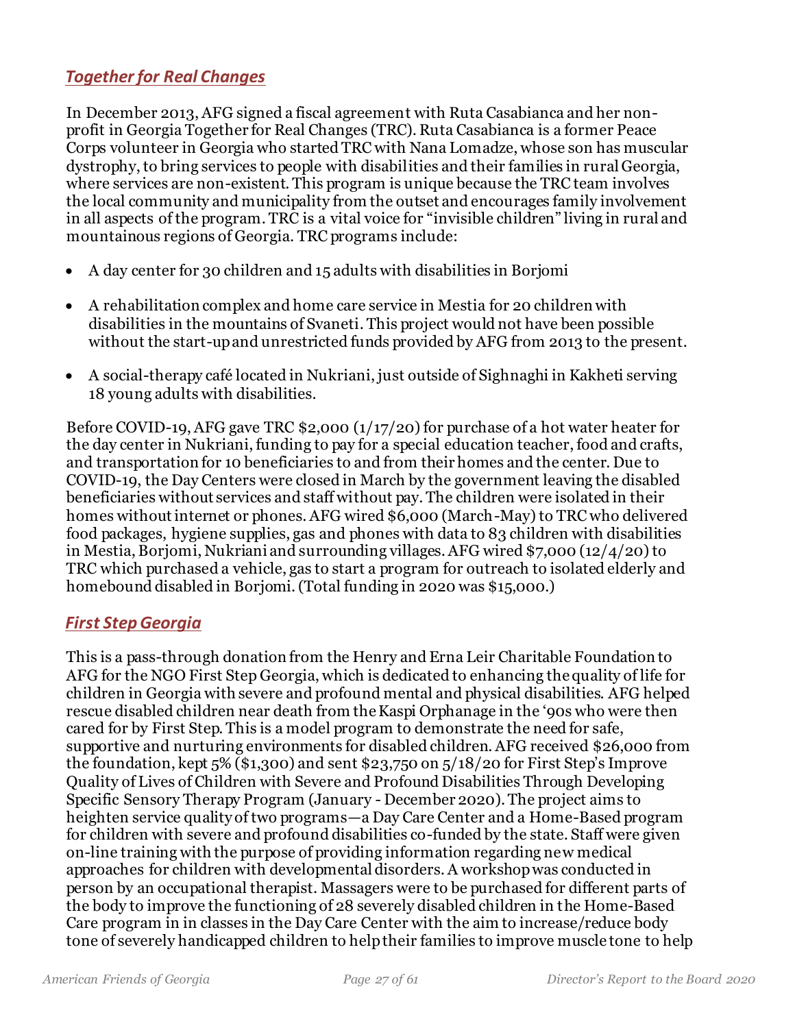## *Together for Real Changes*

In December 2013, AFG signed a fiscal agreement with Ruta Casabianca and her non-profit in Georgia Together for Real Changes (TRC). Ruta Casabianca is a former Peace Corps volunteer in Georgia who started TRC with Nana Lomadze, whose son has muscular dystrophy, to bring services to people with disabilities and their families in rural Georgia, where services are non-existent. This program is unique because the TRC team involves the local community and municipality from the outset and encourages family involvement in all aspects of the program. TRC is a vital voice for "invisible children" living in rural and mountainous regions of Georgia. TRC programs include:

- A day center for 30 children and 15 adults with disabilities in Borjomi
- A rehabilitation complex and home care service in Mestia for 20 children with disabilities in the mountains of Svaneti. This project would not have been possible without the start-up and unrestricted funds provided by AFG from 2013 to the present.
- A social-therapy café located in Nukriani, just outside of Sighnaghi in Kakheti serving 18 young adults with disabilities.

Before COVID-19, AFG gave TRC $2,000 (1/17/20) for purchase of a hot water heater for the day center in Nukriani, funding to pay for a special education teacher, food and crafts, and transportation for 10 beneficiaries to and from their homes and the center. Due to COVID-19, the Day Centers were closed in March by the government leaving the disabled beneficiaries without services and staff without pay. The children were isolated in their homes without internet or phones. AFG wired $6,000 (March-May) to TRC who delivered food packages, hygiene supplies, gas and phones with data to 83 children with disabilities in Mestia, Borjomi, Nukriani and surrounding villages. AFG wired $7,000 (12/4/20) to TRC which purchased a vehicle, gas to start a program for outreach to isolated elderly and homebound disabled in Borjomi. (Total funding in 2020 was $15,000.)

## *First Step Georgia*

This is a pass-through donation from the Henry and Erna Leir Charitable Foundation to AFG for the NGO First Step Georgia, which is dedicated to enhancing the quality of life for children in Georgia with severe and profound mental and physical disabilities. AFG helped rescue disabled children near death from the Kaspi Orphanage in the '90s who were then cared for by First Step. This is a model program to demonstrate the need for safe, supportive and nurturing environments for disabled children. AFG received $26,000 from the foundation, kept 5% ($1,300) and sent $23,750 on 5/18/20 for First Step's Improve Quality of Lives of Children with Severe and Profound Disabilities Through Developing Specific Sensory Therapy Program (January - December 2020). The project aims to heighten service quality of two programs—a Day Care Center and a Home-Based program for children with severe and profound disabilities co-funded by the state. Staff were given on-line training with the purpose of providing information regarding new medical approaches for children with developmental disorders. A workshop was conducted in person by an occupational therapist. Massagers were to be purchased for different parts of the body to improve the functioning of 28 severely disabled children in the Home-Based Care program in in classes in the Day Care Center with the aim to increase/reduce body tone of severely handicapped children to help their families to improve muscle tone to help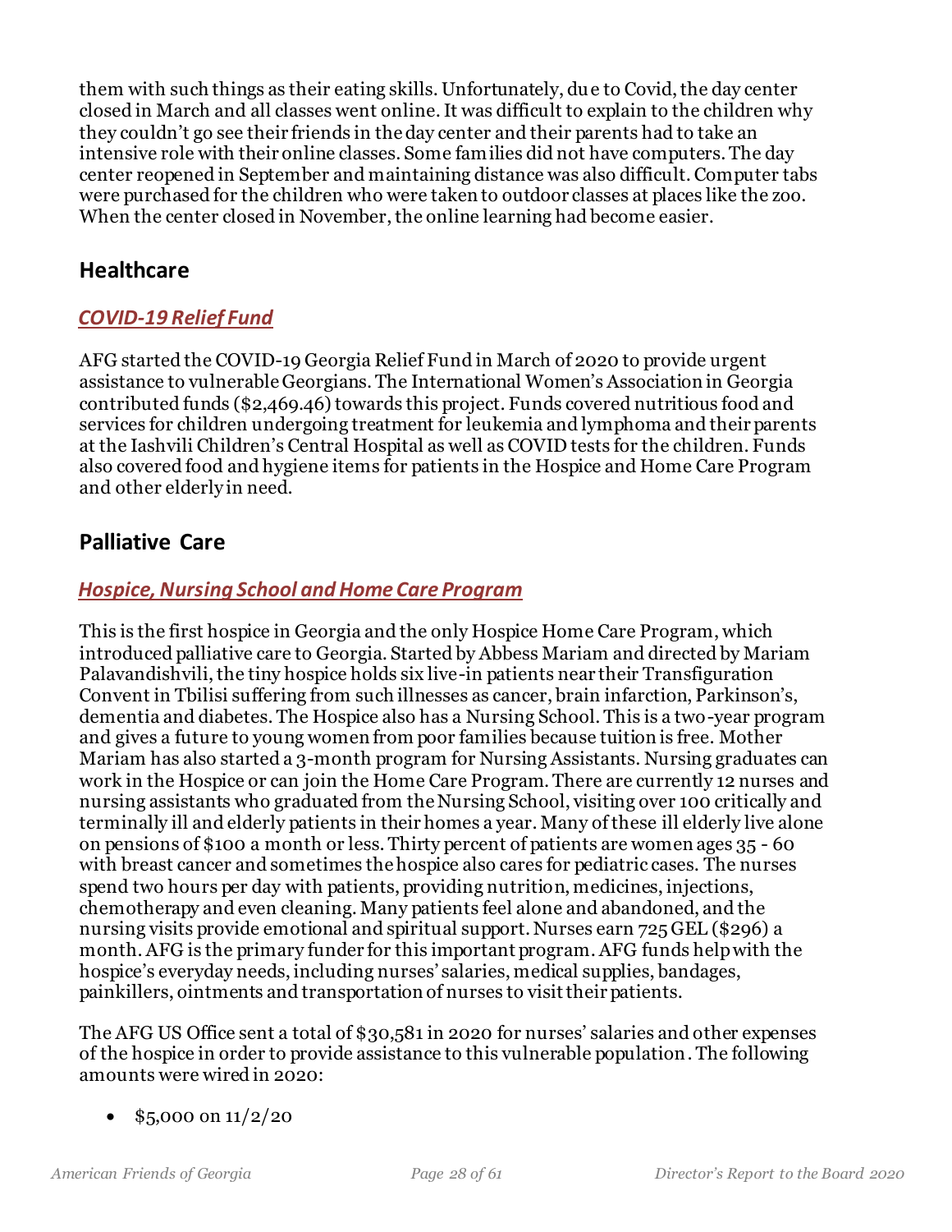them with such things as their eating skills. Unfortunately, due to Covid, the day center closed in March and all classes went online. It was difficult to explain to the children why they couldn't go see their friends in the day center and their parents had to take an intensive role with their online classes. Some families did not have computers. The day center reopened in September and maintaining distance was also difficult. Computer tabs were purchased for the children who were taken to outdoor classes at places like the zoo. When the center closed in November, the online learning had become easier.

## Healthcare

### *COVID-19 Relief Fund*

AFG started the COVID-19 Georgia Relief Fund in March of 2020 to provide urgent assistance to vulnerable Georgians. The International Women's Association in Georgia contributed funds ($2,469.46) towards this project. Funds covered nutritious food and services for children undergoing treatment for leukemia and lymphoma and their parents at the Iashvili Children's Central Hospital as well as COVID tests for the children. Funds also covered food and hygiene items for patients in the Hospice and Home Care Program and other elderly in need.

## Palliative Care

### *Hospice, Nursing School and Home Care Program*

This is the first hospice in Georgia and the only Hospice Home Care Program, which introduced palliative care to Georgia. Started by Abbess Mariam and directed by Mariam Palavandishvili, the tiny hospice holds six live-in patients near their Transfiguration Convent in Tbilisi suffering from such illnesses as cancer, brain infarction, Parkinson's, dementia and diabetes. The Hospice also has a Nursing School. This is a two-year program and gives a future to young women from poor families because tuition is free. Mother Mariam has also started a 3-month program for Nursing Assistants. Nursing graduates can work in the Hospice or can join the Home Care Program. There are currently 12 nurses and nursing assistants who graduated from the Nursing School, visiting over 100 critically and terminally ill and elderly patients in their homes a year. Many of these ill elderly live alone on pensions of $100 a month or less. Thirty percent of patients are women ages 35 - 60 with breast cancer and sometimes the hospice also cares for pediatric cases. The nurses spend two hours per day with patients, providing nutrition, medicines, injections, chemotherapy and even cleaning. Many patients feel alone and abandoned, and the nursing visits provide emotional and spiritual support. Nurses earn 725 GEL ($296) a month. AFG is the primary funder for this important program. AFG funds help with the hospice's everyday needs, including nurses' salaries, medical supplies, bandages, painkillers, ointments and transportation of nurses to visit their patients.

The AFG US Office sent a total of $30,581 in 2020 for nurses' salaries and other expenses of the hospice in order to provide assistance to this vulnerable population. The following amounts were wired in 2020:

- $5,000 on 11/2/20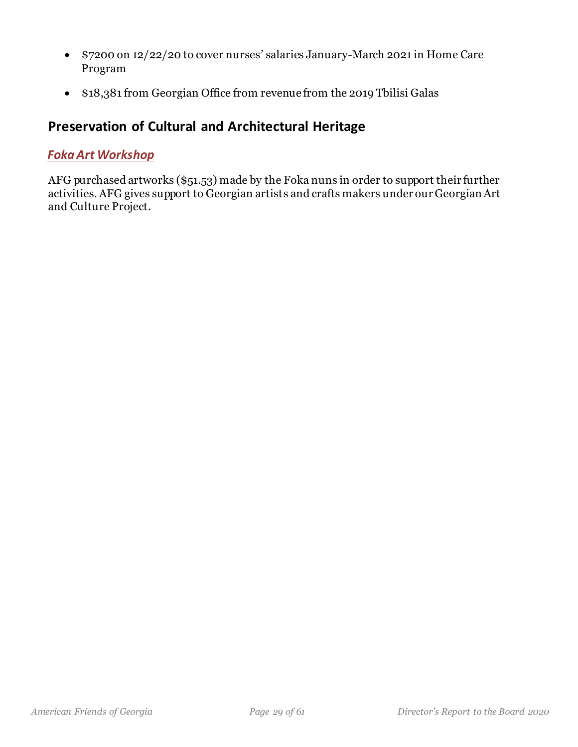- $7200 on 12/22/20 to cover nurses' salaries January-March 2021 in Home Care Program
- $18,381 from Georgian Office from revenue from the 2019 Tbilisi Galas

## Preservation of Cultural and Architectural Heritage

### ***Foka Art Workshop***

AFG purchased artworks ($51.53) made by the Foka nuns in order to support their further activities. AFG gives support to Georgian artists and crafts makers under our Georgian Art and Culture Project.